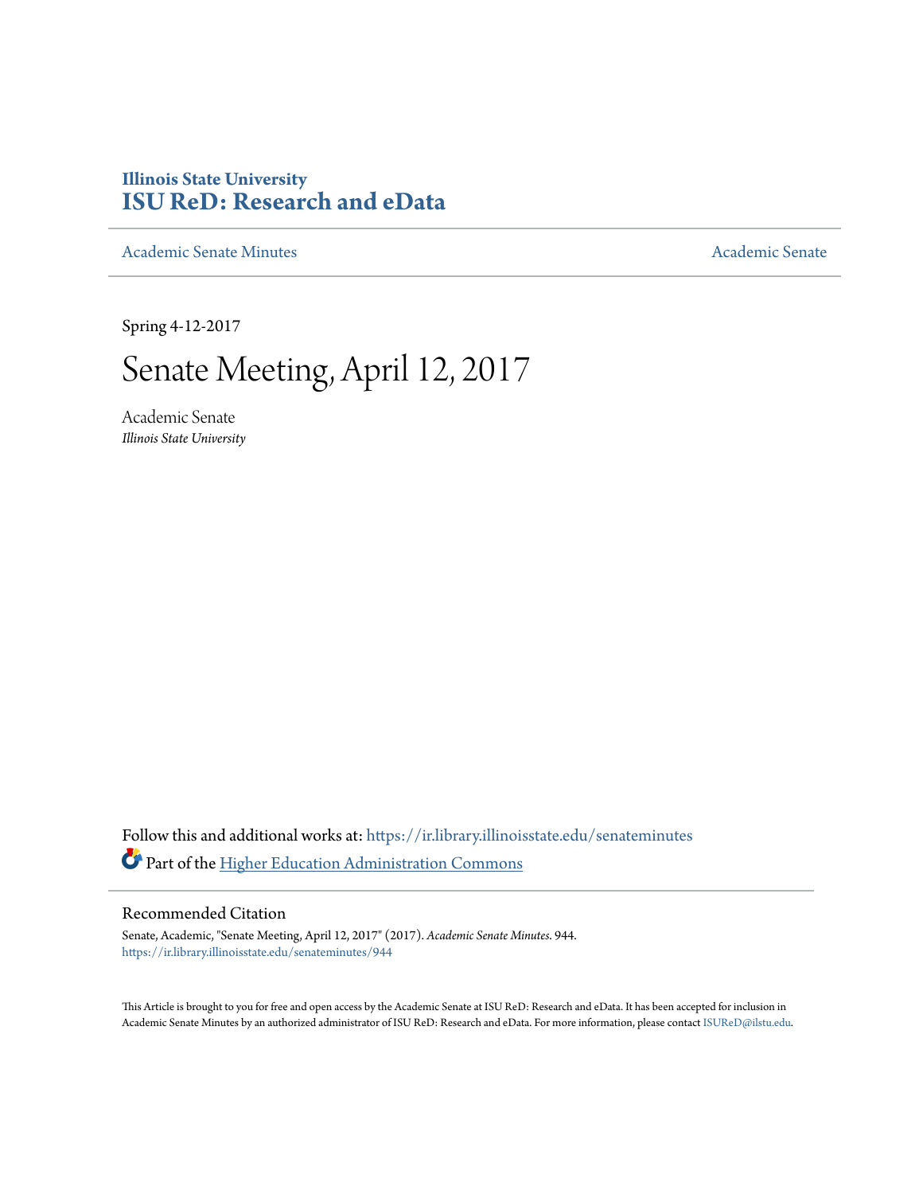# Illinois State University
# ISU ReD: Research and eData

Academic Senate Minutes — Academic Senate

Spring 4-12-2017

# Senate Meeting, April 12, 2017

Academic Senate
*Illinois State University*

Follow this and additional works at: https://ir.library.illinoisstate.edu/senateminutes

Part of the Higher Education Administration Commons

## Recommended Citation

Senate, Academic, "Senate Meeting, April 12, 2017" (2017). *Academic Senate Minutes*. 944.
https://ir.library.illinoisstate.edu/senateminutes/944

This Article is brought to you for free and open access by the Academic Senate at ISU ReD: Research and eData. It has been accepted for inclusion in Academic Senate Minutes by an authorized administrator of ISU ReD: Research and eData. For more information, please contact ISUReD@ilstu.edu.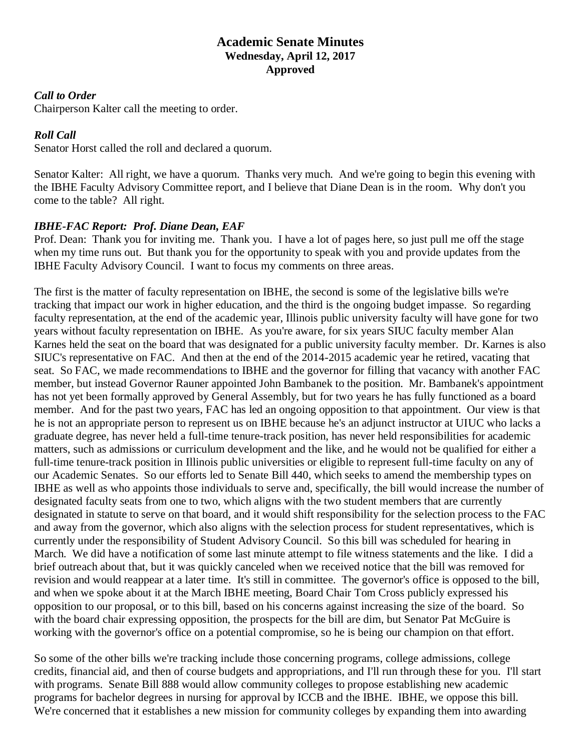# Academic Senate Minutes
**Wednesday, April 12, 2017**
**Approved**

***Call to Order***
Chairperson Kalter call the meeting to order.

***Roll Call***
Senator Horst called the roll and declared a quorum.

Senator Kalter: All right, we have a quorum. Thanks very much. And we're going to begin this evening with the IBHE Faculty Advisory Committee report, and I believe that Diane Dean is in the room. Why don't you come to the table? All right.

***IBHE-FAC Report: Prof. Diane Dean, EAF***
Prof. Dean: Thank you for inviting me. Thank you. I have a lot of pages here, so just pull me off the stage when my time runs out. But thank you for the opportunity to speak with you and provide updates from the IBHE Faculty Advisory Council. I want to focus my comments on three areas.

The first is the matter of faculty representation on IBHE, the second is some of the legislative bills we're tracking that impact our work in higher education, and the third is the ongoing budget impasse. So regarding faculty representation, at the end of the academic year, Illinois public university faculty will have gone for two years without faculty representation on IBHE. As you're aware, for six years SIUC faculty member Alan Karnes held the seat on the board that was designated for a public university faculty member. Dr. Karnes is also SIUC's representative on FAC. And then at the end of the 2014-2015 academic year he retired, vacating that seat. So FAC, we made recommendations to IBHE and the governor for filling that vacancy with another FAC member, but instead Governor Rauner appointed John Bambanek to the position. Mr. Bambanek's appointment has not yet been formally approved by General Assembly, but for two years he has fully functioned as a board member. And for the past two years, FAC has led an ongoing opposition to that appointment. Our view is that he is not an appropriate person to represent us on IBHE because he's an adjunct instructor at UIUC who lacks a graduate degree, has never held a full-time tenure-track position, has never held responsibilities for academic matters, such as admissions or curriculum development and the like, and he would not be qualified for either a full-time tenure-track position in Illinois public universities or eligible to represent full-time faculty on any of our Academic Senates. So our efforts led to Senate Bill 440, which seeks to amend the membership types on IBHE as well as who appoints those individuals to serve and, specifically, the bill would increase the number of designated faculty seats from one to two, which aligns with the two student members that are currently designated in statute to serve on that board, and it would shift responsibility for the selection process to the FAC and away from the governor, which also aligns with the selection process for student representatives, which is currently under the responsibility of Student Advisory Council. So this bill was scheduled for hearing in March. We did have a notification of some last minute attempt to file witness statements and the like. I did a brief outreach about that, but it was quickly canceled when we received notice that the bill was removed for revision and would reappear at a later time. It's still in committee. The governor's office is opposed to the bill, and when we spoke about it at the March IBHE meeting, Board Chair Tom Cross publicly expressed his opposition to our proposal, or to this bill, based on his concerns against increasing the size of the board. So with the board chair expressing opposition, the prospects for the bill are dim, but Senator Pat McGuire is working with the governor's office on a potential compromise, so he is being our champion on that effort.

So some of the other bills we're tracking include those concerning programs, college admissions, college credits, financial aid, and then of course budgets and appropriations, and I'll run through these for you. I'll start with programs. Senate Bill 888 would allow community colleges to propose establishing new academic programs for bachelor degrees in nursing for approval by ICCB and the IBHE. IBHE, we oppose this bill. We're concerned that it establishes a new mission for community colleges by expanding them into awarding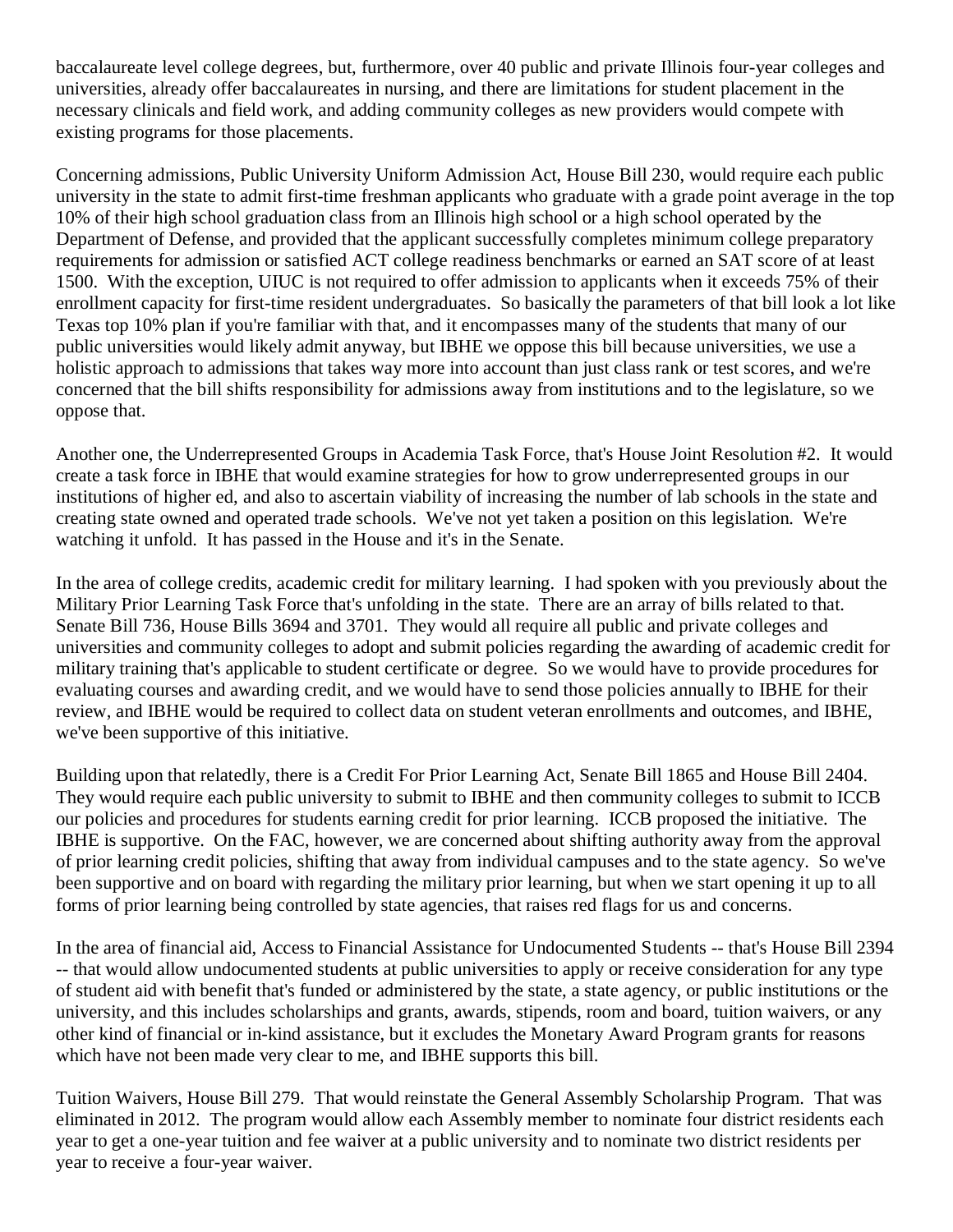baccalaureate level college degrees, but, furthermore, over 40 public and private Illinois four-year colleges and universities, already offer baccalaureates in nursing, and there are limitations for student placement in the necessary clinicals and field work, and adding community colleges as new providers would compete with existing programs for those placements.

Concerning admissions, Public University Uniform Admission Act, House Bill 230, would require each public university in the state to admit first-time freshman applicants who graduate with a grade point average in the top 10% of their high school graduation class from an Illinois high school or a high school operated by the Department of Defense, and provided that the applicant successfully completes minimum college preparatory requirements for admission or satisfied ACT college readiness benchmarks or earned an SAT score of at least 1500. With the exception, UIUC is not required to offer admission to applicants when it exceeds 75% of their enrollment capacity for first-time resident undergraduates. So basically the parameters of that bill look a lot like Texas top 10% plan if you're familiar with that, and it encompasses many of the students that many of our public universities would likely admit anyway, but IBHE we oppose this bill because universities, we use a holistic approach to admissions that takes way more into account than just class rank or test scores, and we're concerned that the bill shifts responsibility for admissions away from institutions and to the legislature, so we oppose that.

Another one, the Underrepresented Groups in Academia Task Force, that's House Joint Resolution #2. It would create a task force in IBHE that would examine strategies for how to grow underrepresented groups in our institutions of higher ed, and also to ascertain viability of increasing the number of lab schools in the state and creating state owned and operated trade schools. We've not yet taken a position on this legislation. We're watching it unfold. It has passed in the House and it's in the Senate.

In the area of college credits, academic credit for military learning. I had spoken with you previously about the Military Prior Learning Task Force that's unfolding in the state. There are an array of bills related to that. Senate Bill 736, House Bills 3694 and 3701. They would all require all public and private colleges and universities and community colleges to adopt and submit policies regarding the awarding of academic credit for military training that's applicable to student certificate or degree. So we would have to provide procedures for evaluating courses and awarding credit, and we would have to send those policies annually to IBHE for their review, and IBHE would be required to collect data on student veteran enrollments and outcomes, and IBHE, we've been supportive of this initiative.

Building upon that relatedly, there is a Credit For Prior Learning Act, Senate Bill 1865 and House Bill 2404. They would require each public university to submit to IBHE and then community colleges to submit to ICCB our policies and procedures for students earning credit for prior learning. ICCB proposed the initiative. The IBHE is supportive. On the FAC, however, we are concerned about shifting authority away from the approval of prior learning credit policies, shifting that away from individual campuses and to the state agency. So we've been supportive and on board with regarding the military prior learning, but when we start opening it up to all forms of prior learning being controlled by state agencies, that raises red flags for us and concerns.

In the area of financial aid, Access to Financial Assistance for Undocumented Students -- that's House Bill 2394 -- that would allow undocumented students at public universities to apply or receive consideration for any type of student aid with benefit that's funded or administered by the state, a state agency, or public institutions or the university, and this includes scholarships and grants, awards, stipends, room and board, tuition waivers, or any other kind of financial or in-kind assistance, but it excludes the Monetary Award Program grants for reasons which have not been made very clear to me, and IBHE supports this bill.

Tuition Waivers, House Bill 279. That would reinstate the General Assembly Scholarship Program. That was eliminated in 2012. The program would allow each Assembly member to nominate four district residents each year to get a one-year tuition and fee waiver at a public university and to nominate two district residents per year to receive a four-year waiver.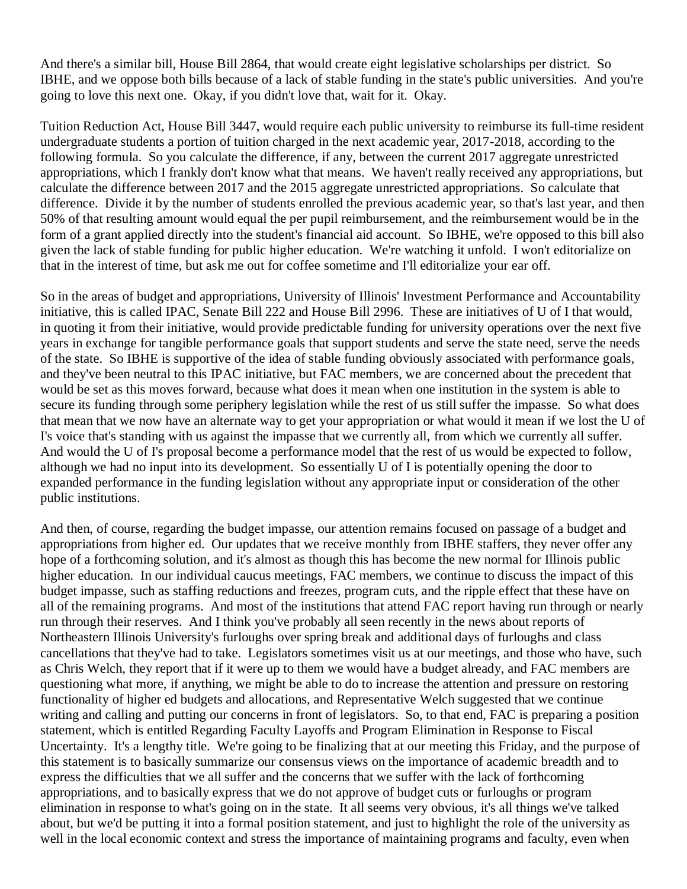And there's a similar bill, House Bill 2864, that would create eight legislative scholarships per district. So IBHE, and we oppose both bills because of a lack of stable funding in the state's public universities. And you're going to love this next one. Okay, if you didn't love that, wait for it. Okay.

Tuition Reduction Act, House Bill 3447, would require each public university to reimburse its full-time resident undergraduate students a portion of tuition charged in the next academic year, 2017-2018, according to the following formula. So you calculate the difference, if any, between the current 2017 aggregate unrestricted appropriations, which I frankly don't know what that means. We haven't really received any appropriations, but calculate the difference between 2017 and the 2015 aggregate unrestricted appropriations. So calculate that difference. Divide it by the number of students enrolled the previous academic year, so that's last year, and then 50% of that resulting amount would equal the per pupil reimbursement, and the reimbursement would be in the form of a grant applied directly into the student's financial aid account. So IBHE, we're opposed to this bill also given the lack of stable funding for public higher education. We're watching it unfold. I won't editorialize on that in the interest of time, but ask me out for coffee sometime and I'll editorialize your ear off.

So in the areas of budget and appropriations, University of Illinois' Investment Performance and Accountability initiative, this is called IPAC, Senate Bill 222 and House Bill 2996. These are initiatives of U of I that would, in quoting it from their initiative, would provide predictable funding for university operations over the next five years in exchange for tangible performance goals that support students and serve the state need, serve the needs of the state. So IBHE is supportive of the idea of stable funding obviously associated with performance goals, and they've been neutral to this IPAC initiative, but FAC members, we are concerned about the precedent that would be set as this moves forward, because what does it mean when one institution in the system is able to secure its funding through some periphery legislation while the rest of us still suffer the impasse. So what does that mean that we now have an alternate way to get your appropriation or what would it mean if we lost the U of I's voice that's standing with us against the impasse that we currently all, from which we currently all suffer. And would the U of I's proposal become a performance model that the rest of us would be expected to follow, although we had no input into its development. So essentially U of I is potentially opening the door to expanded performance in the funding legislation without any appropriate input or consideration of the other public institutions.

And then, of course, regarding the budget impasse, our attention remains focused on passage of a budget and appropriations from higher ed. Our updates that we receive monthly from IBHE staffers, they never offer any hope of a forthcoming solution, and it's almost as though this has become the new normal for Illinois public higher education. In our individual caucus meetings, FAC members, we continue to discuss the impact of this budget impasse, such as staffing reductions and freezes, program cuts, and the ripple effect that these have on all of the remaining programs. And most of the institutions that attend FAC report having run through or nearly run through their reserves. And I think you've probably all seen recently in the news about reports of Northeastern Illinois University's furloughs over spring break and additional days of furloughs and class cancellations that they've had to take. Legislators sometimes visit us at our meetings, and those who have, such as Chris Welch, they report that if it were up to them we would have a budget already, and FAC members are questioning what more, if anything, we might be able to do to increase the attention and pressure on restoring functionality of higher ed budgets and allocations, and Representative Welch suggested that we continue writing and calling and putting our concerns in front of legislators. So, to that end, FAC is preparing a position statement, which is entitled Regarding Faculty Layoffs and Program Elimination in Response to Fiscal Uncertainty. It's a lengthy title. We're going to be finalizing that at our meeting this Friday, and the purpose of this statement is to basically summarize our consensus views on the importance of academic breadth and to express the difficulties that we all suffer and the concerns that we suffer with the lack of forthcoming appropriations, and to basically express that we do not approve of budget cuts or furloughs or program elimination in response to what's going on in the state. It all seems very obvious, it's all things we've talked about, but we'd be putting it into a formal position statement, and just to highlight the role of the university as well in the local economic context and stress the importance of maintaining programs and faculty, even when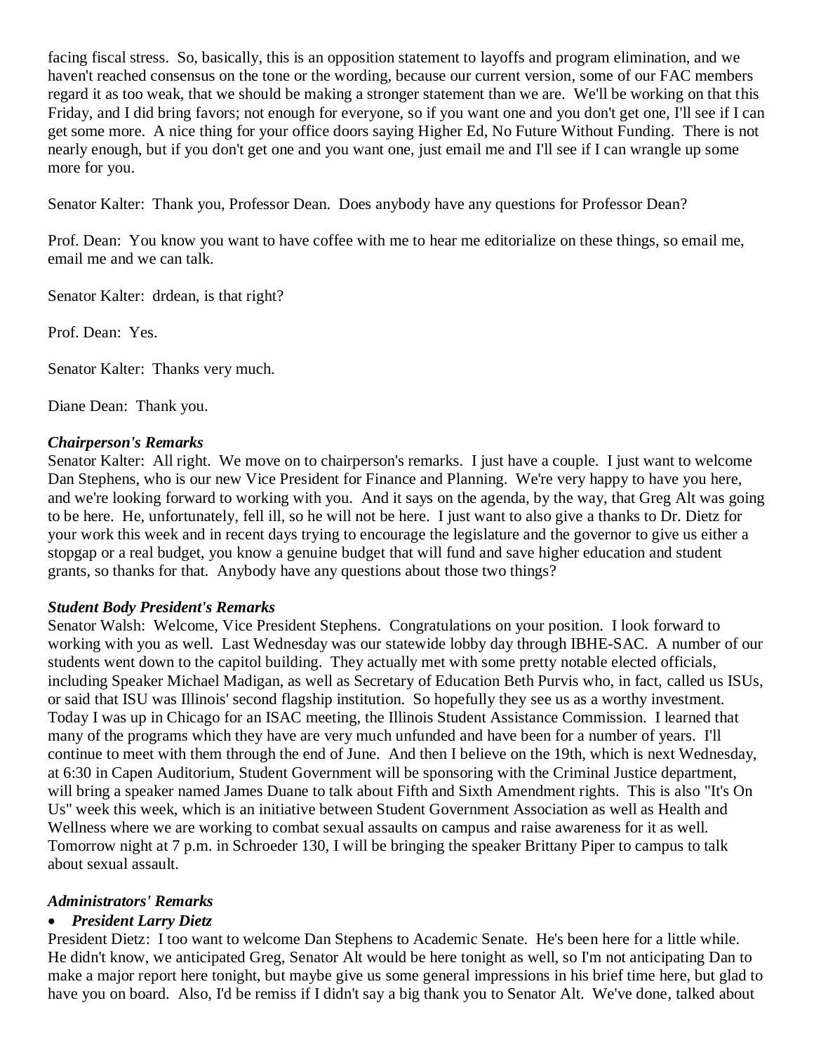facing fiscal stress. So, basically, this is an opposition statement to layoffs and program elimination, and we haven't reached consensus on the tone or the wording, because our current version, some of our FAC members regard it as too weak, that we should be making a stronger statement than we are. We'll be working on that this Friday, and I did bring favors; not enough for everyone, so if you want one and you don't get one, I'll see if I can get some more. A nice thing for your office doors saying Higher Ed, No Future Without Funding. There is not nearly enough, but if you don't get one and you want one, just email me and I'll see if I can wrangle up some more for you.

Senator Kalter: Thank you, Professor Dean. Does anybody have any questions for Professor Dean?

Prof. Dean: You know you want to have coffee with me to hear me editorialize on these things, so email me, email me and we can talk.

Senator Kalter: drdean, is that right?

Prof. Dean: Yes.

Senator Kalter: Thanks very much.

Diane Dean: Thank you.

***Chairperson's Remarks***

Senator Kalter: All right. We move on to chairperson's remarks. I just have a couple. I just want to welcome Dan Stephens, who is our new Vice President for Finance and Planning. We're very happy to have you here, and we're looking forward to working with you. And it says on the agenda, by the way, that Greg Alt was going to be here. He, unfortunately, fell ill, so he will not be here. I just want to also give a thanks to Dr. Dietz for your work this week and in recent days trying to encourage the legislature and the governor to give us either a stopgap or a real budget, you know a genuine budget that will fund and save higher education and student grants, so thanks for that. Anybody have any questions about those two things?

***Student Body President's Remarks***

Senator Walsh: Welcome, Vice President Stephens. Congratulations on your position. I look forward to working with you as well. Last Wednesday was our statewide lobby day through IBHE-SAC. A number of our students went down to the capitol building. They actually met with some pretty notable elected officials, including Speaker Michael Madigan, as well as Secretary of Education Beth Purvis who, in fact, called us ISUs, or said that ISU was Illinois' second flagship institution. So hopefully they see us as a worthy investment. Today I was up in Chicago for an ISAC meeting, the Illinois Student Assistance Commission. I learned that many of the programs which they have are very much unfunded and have been for a number of years. I'll continue to meet with them through the end of June. And then I believe on the 19th, which is next Wednesday, at 6:30 in Capen Auditorium, Student Government will be sponsoring with the Criminal Justice department, will bring a speaker named James Duane to talk about Fifth and Sixth Amendment rights. This is also "It's On Us" week this week, which is an initiative between Student Government Association as well as Health and Wellness where we are working to combat sexual assaults on campus and raise awareness for it as well. Tomorrow night at 7 p.m. in Schroeder 130, I will be bringing the speaker Brittany Piper to campus to talk about sexual assault.

***Administrators' Remarks***

- ***President Larry Dietz***

President Dietz: I too want to welcome Dan Stephens to Academic Senate. He's been here for a little while. He didn't know, we anticipated Greg, Senator Alt would be here tonight as well, so I'm not anticipating Dan to make a major report here tonight, but maybe give us some general impressions in his brief time here, but glad to have you on board. Also, I'd be remiss if I didn't say a big thank you to Senator Alt. We've done, talked about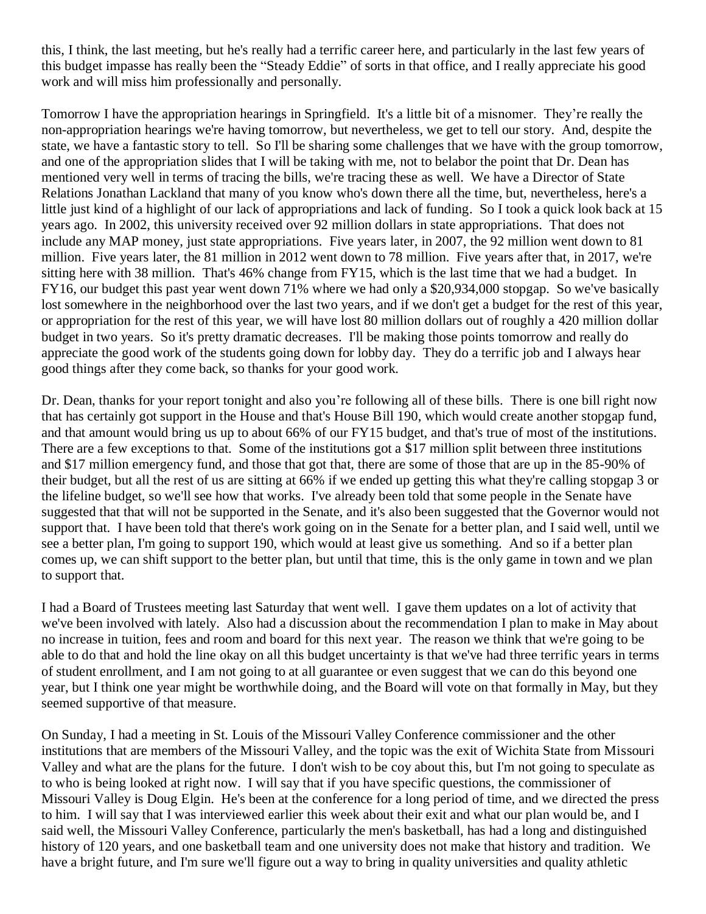this, I think, the last meeting, but he's really had a terrific career here, and particularly in the last few years of this budget impasse has really been the "Steady Eddie" of sorts in that office, and I really appreciate his good work and will miss him professionally and personally.

Tomorrow I have the appropriation hearings in Springfield. It's a little bit of a misnomer. They're really the non-appropriation hearings we're having tomorrow, but nevertheless, we get to tell our story. And, despite the state, we have a fantastic story to tell. So I'll be sharing some challenges that we have with the group tomorrow, and one of the appropriation slides that I will be taking with me, not to belabor the point that Dr. Dean has mentioned very well in terms of tracing the bills, we're tracing these as well. We have a Director of State Relations Jonathan Lackland that many of you know who's down there all the time, but, nevertheless, here's a little just kind of a highlight of our lack of appropriations and lack of funding. So I took a quick look back at 15 years ago. In 2002, this university received over 92 million dollars in state appropriations. That does not include any MAP money, just state appropriations. Five years later, in 2007, the 92 million went down to 81 million. Five years later, the 81 million in 2012 went down to 78 million. Five years after that, in 2017, we're sitting here with 38 million. That's 46% change from FY15, which is the last time that we had a budget. In FY16, our budget this past year went down 71% where we had only a $20,934,000 stopgap. So we've basically lost somewhere in the neighborhood over the last two years, and if we don't get a budget for the rest of this year, or appropriation for the rest of this year, we will have lost 80 million dollars out of roughly a 420 million dollar budget in two years. So it's pretty dramatic decreases. I'll be making those points tomorrow and really do appreciate the good work of the students going down for lobby day. They do a terrific job and I always hear good things after they come back, so thanks for your good work.

Dr. Dean, thanks for your report tonight and also you're following all of these bills. There is one bill right now that has certainly got support in the House and that's House Bill 190, which would create another stopgap fund, and that amount would bring us up to about 66% of our FY15 budget, and that's true of most of the institutions. There are a few exceptions to that. Some of the institutions got a $17 million split between three institutions and $17 million emergency fund, and those that got that, there are some of those that are up in the 85-90% of their budget, but all the rest of us are sitting at 66% if we ended up getting this what they're calling stopgap 3 or the lifeline budget, so we'll see how that works. I've already been told that some people in the Senate have suggested that that will not be supported in the Senate, and it's also been suggested that the Governor would not support that. I have been told that there's work going on in the Senate for a better plan, and I said well, until we see a better plan, I'm going to support 190, which would at least give us something. And so if a better plan comes up, we can shift support to the better plan, but until that time, this is the only game in town and we plan to support that.

I had a Board of Trustees meeting last Saturday that went well. I gave them updates on a lot of activity that we've been involved with lately. Also had a discussion about the recommendation I plan to make in May about no increase in tuition, fees and room and board for this next year. The reason we think that we're going to be able to do that and hold the line okay on all this budget uncertainty is that we've had three terrific years in terms of student enrollment, and I am not going to at all guarantee or even suggest that we can do this beyond one year, but I think one year might be worthwhile doing, and the Board will vote on that formally in May, but they seemed supportive of that measure.

On Sunday, I had a meeting in St. Louis of the Missouri Valley Conference commissioner and the other institutions that are members of the Missouri Valley, and the topic was the exit of Wichita State from Missouri Valley and what are the plans for the future. I don't wish to be coy about this, but I'm not going to speculate as to who is being looked at right now. I will say that if you have specific questions, the commissioner of Missouri Valley is Doug Elgin. He's been at the conference for a long period of time, and we directed the press to him. I will say that I was interviewed earlier this week about their exit and what our plan would be, and I said well, the Missouri Valley Conference, particularly the men's basketball, has had a long and distinguished history of 120 years, and one basketball team and one university does not make that history and tradition. We have a bright future, and I'm sure we'll figure out a way to bring in quality universities and quality athletic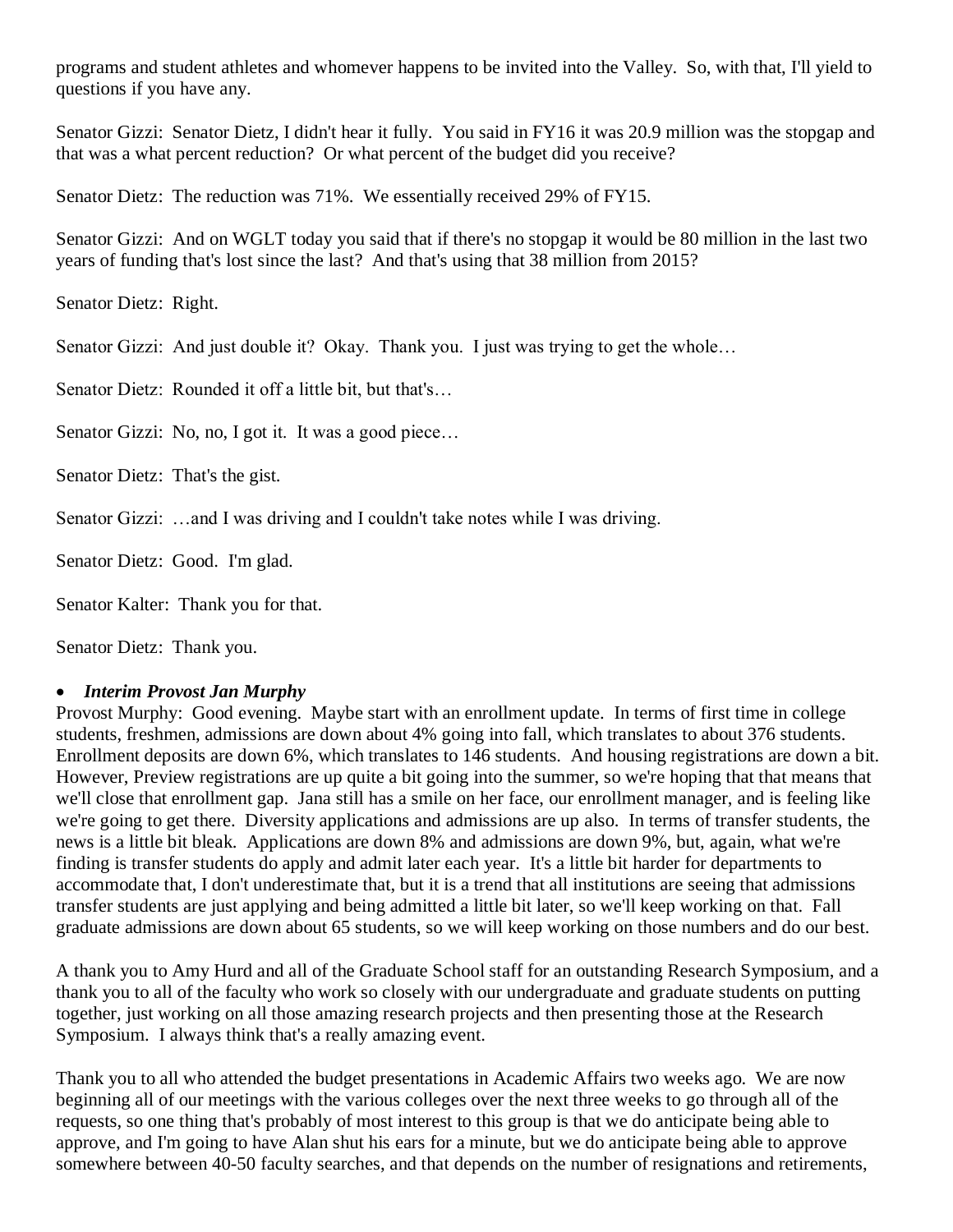programs and student athletes and whomever happens to be invited into the Valley. So, with that, I'll yield to questions if you have any.

Senator Gizzi: Senator Dietz, I didn't hear it fully. You said in FY16 it was 20.9 million was the stopgap and that was a what percent reduction? Or what percent of the budget did you receive?

Senator Dietz: The reduction was 71%. We essentially received 29% of FY15.

Senator Gizzi: And on WGLT today you said that if there's no stopgap it would be 80 million in the last two years of funding that's lost since the last? And that's using that 38 million from 2015?

Senator Dietz: Right.

Senator Gizzi: And just double it? Okay. Thank you. I just was trying to get the whole…

Senator Dietz: Rounded it off a little bit, but that's…

Senator Gizzi: No, no, I got it. It was a good piece…

Senator Dietz: That's the gist.

Senator Gizzi: …and I was driving and I couldn't take notes while I was driving.

Senator Dietz: Good. I'm glad.

Senator Kalter: Thank you for that.

Senator Dietz: Thank you.

- ***Interim Provost Jan Murphy***

Provost Murphy: Good evening. Maybe start with an enrollment update. In terms of first time in college students, freshmen, admissions are down about 4% going into fall, which translates to about 376 students. Enrollment deposits are down 6%, which translates to 146 students. And housing registrations are down a bit. However, Preview registrations are up quite a bit going into the summer, so we're hoping that that means that we'll close that enrollment gap. Jana still has a smile on her face, our enrollment manager, and is feeling like we're going to get there. Diversity applications and admissions are up also. In terms of transfer students, the news is a little bit bleak. Applications are down 8% and admissions are down 9%, but, again, what we're finding is transfer students do apply and admit later each year. It's a little bit harder for departments to accommodate that, I don't underestimate that, but it is a trend that all institutions are seeing that admissions transfer students are just applying and being admitted a little bit later, so we'll keep working on that. Fall graduate admissions are down about 65 students, so we will keep working on those numbers and do our best.

A thank you to Amy Hurd and all of the Graduate School staff for an outstanding Research Symposium, and a thank you to all of the faculty who work so closely with our undergraduate and graduate students on putting together, just working on all those amazing research projects and then presenting those at the Research Symposium. I always think that's a really amazing event.

Thank you to all who attended the budget presentations in Academic Affairs two weeks ago. We are now beginning all of our meetings with the various colleges over the next three weeks to go through all of the requests, so one thing that's probably of most interest to this group is that we do anticipate being able to approve, and I'm going to have Alan shut his ears for a minute, but we do anticipate being able to approve somewhere between 40-50 faculty searches, and that depends on the number of resignations and retirements,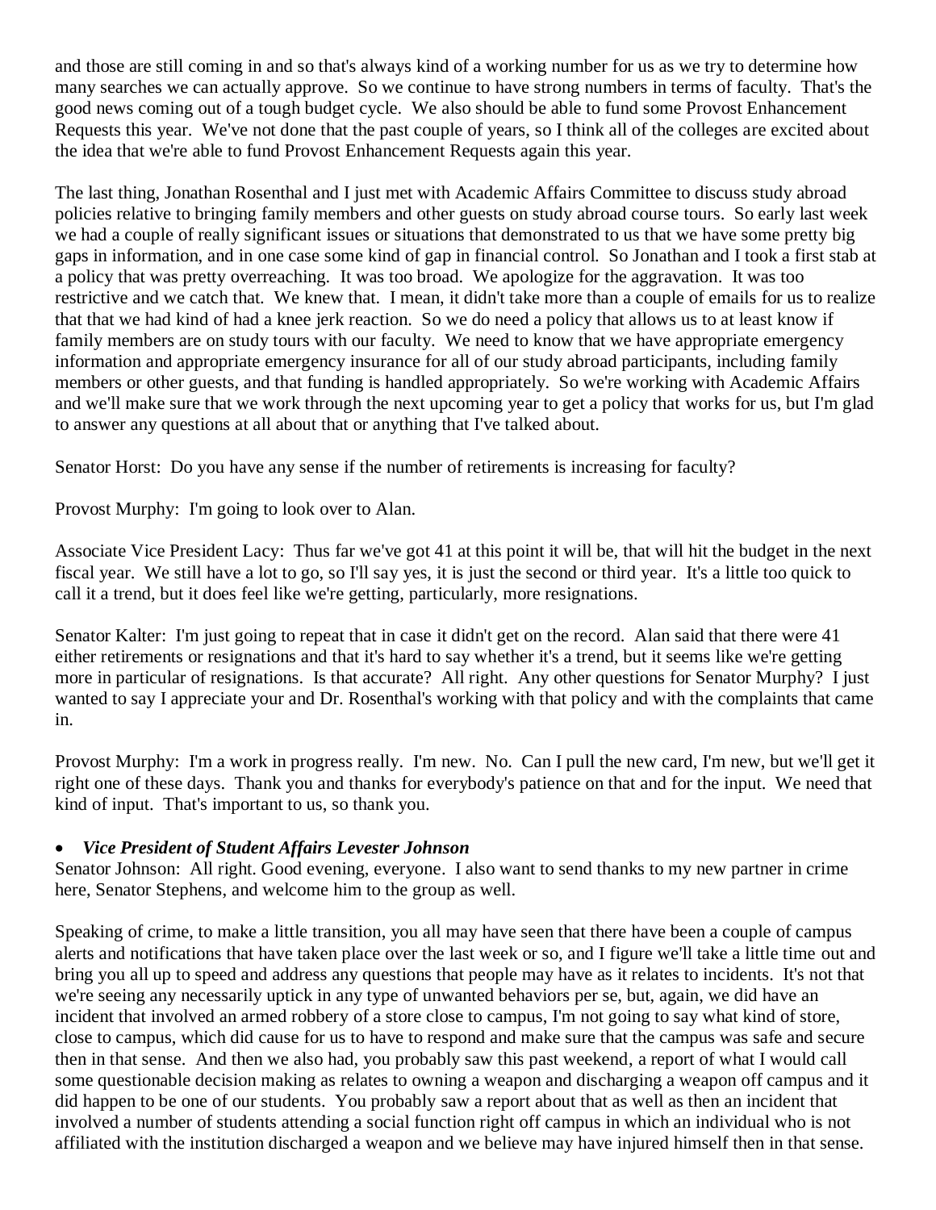and those are still coming in and so that's always kind of a working number for us as we try to determine how many searches we can actually approve. So we continue to have strong numbers in terms of faculty. That's the good news coming out of a tough budget cycle. We also should be able to fund some Provost Enhancement Requests this year. We've not done that the past couple of years, so I think all of the colleges are excited about the idea that we're able to fund Provost Enhancement Requests again this year.

The last thing, Jonathan Rosenthal and I just met with Academic Affairs Committee to discuss study abroad policies relative to bringing family members and other guests on study abroad course tours. So early last week we had a couple of really significant issues or situations that demonstrated to us that we have some pretty big gaps in information, and in one case some kind of gap in financial control. So Jonathan and I took a first stab at a policy that was pretty overreaching. It was too broad. We apologize for the aggravation. It was too restrictive and we catch that. We knew that. I mean, it didn't take more than a couple of emails for us to realize that that we had kind of had a knee jerk reaction. So we do need a policy that allows us to at least know if family members are on study tours with our faculty. We need to know that we have appropriate emergency information and appropriate emergency insurance for all of our study abroad participants, including family members or other guests, and that funding is handled appropriately. So we're working with Academic Affairs and we'll make sure that we work through the next upcoming year to get a policy that works for us, but I'm glad to answer any questions at all about that or anything that I've talked about.

Senator Horst: Do you have any sense if the number of retirements is increasing for faculty?

Provost Murphy: I'm going to look over to Alan.

Associate Vice President Lacy: Thus far we've got 41 at this point it will be, that will hit the budget in the next fiscal year. We still have a lot to go, so I'll say yes, it is just the second or third year. It's a little too quick to call it a trend, but it does feel like we're getting, particularly, more resignations.

Senator Kalter: I'm just going to repeat that in case it didn't get on the record. Alan said that there were 41 either retirements or resignations and that it's hard to say whether it's a trend, but it seems like we're getting more in particular of resignations. Is that accurate? All right. Any other questions for Senator Murphy? I just wanted to say I appreciate your and Dr. Rosenthal's working with that policy and with the complaints that came in.

Provost Murphy: I'm a work in progress really. I'm new. No. Can I pull the new card, I'm new, but we'll get it right one of these days. Thank you and thanks for everybody's patience on that and for the input. We need that kind of input. That's important to us, so thank you.

- ***Vice President of Student Affairs Levester Johnson***

Senator Johnson: All right. Good evening, everyone. I also want to send thanks to my new partner in crime here, Senator Stephens, and welcome him to the group as well.

Speaking of crime, to make a little transition, you all may have seen that there have been a couple of campus alerts and notifications that have taken place over the last week or so, and I figure we'll take a little time out and bring you all up to speed and address any questions that people may have as it relates to incidents. It's not that we're seeing any necessarily uptick in any type of unwanted behaviors per se, but, again, we did have an incident that involved an armed robbery of a store close to campus, I'm not going to say what kind of store, close to campus, which did cause for us to have to respond and make sure that the campus was safe and secure then in that sense. And then we also had, you probably saw this past weekend, a report of what I would call some questionable decision making as relates to owning a weapon and discharging a weapon off campus and it did happen to be one of our students. You probably saw a report about that as well as then an incident that involved a number of students attending a social function right off campus in which an individual who is not affiliated with the institution discharged a weapon and we believe may have injured himself then in that sense.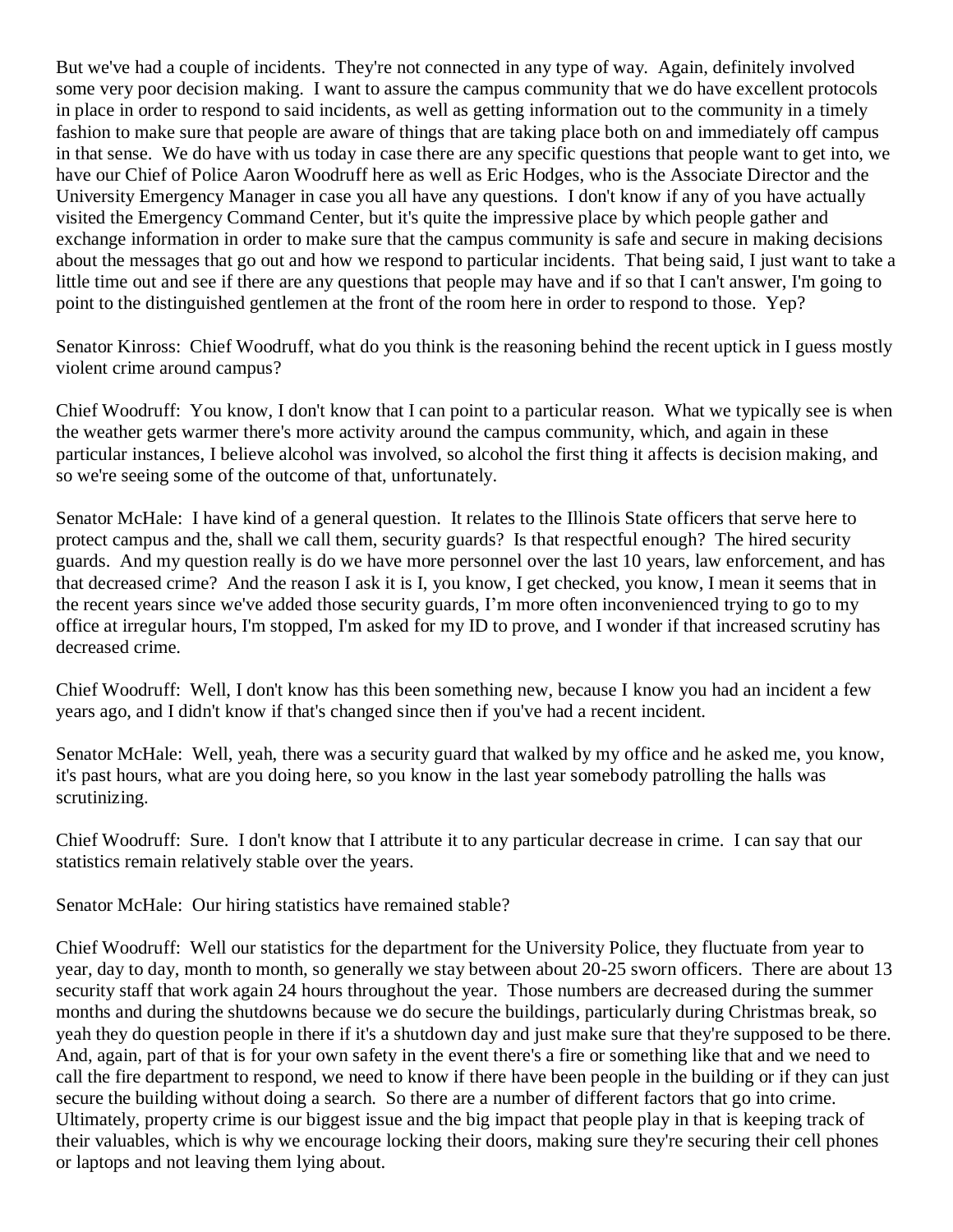But we've had a couple of incidents. They're not connected in any type of way. Again, definitely involved some very poor decision making. I want to assure the campus community that we do have excellent protocols in place in order to respond to said incidents, as well as getting information out to the community in a timely fashion to make sure that people are aware of things that are taking place both on and immediately off campus in that sense. We do have with us today in case there are any specific questions that people want to get into, we have our Chief of Police Aaron Woodruff here as well as Eric Hodges, who is the Associate Director and the University Emergency Manager in case you all have any questions. I don't know if any of you have actually visited the Emergency Command Center, but it's quite the impressive place by which people gather and exchange information in order to make sure that the campus community is safe and secure in making decisions about the messages that go out and how we respond to particular incidents. That being said, I just want to take a little time out and see if there are any questions that people may have and if so that I can't answer, I'm going to point to the distinguished gentlemen at the front of the room here in order to respond to those. Yep?

Senator Kinross: Chief Woodruff, what do you think is the reasoning behind the recent uptick in I guess mostly violent crime around campus?

Chief Woodruff: You know, I don't know that I can point to a particular reason. What we typically see is when the weather gets warmer there's more activity around the campus community, which, and again in these particular instances, I believe alcohol was involved, so alcohol the first thing it affects is decision making, and so we're seeing some of the outcome of that, unfortunately.

Senator McHale: I have kind of a general question. It relates to the Illinois State officers that serve here to protect campus and the, shall we call them, security guards? Is that respectful enough? The hired security guards. And my question really is do we have more personnel over the last 10 years, law enforcement, and has that decreased crime? And the reason I ask it is I, you know, I get checked, you know, I mean it seems that in the recent years since we've added those security guards, I'm more often inconvenienced trying to go to my office at irregular hours, I'm stopped, I'm asked for my ID to prove, and I wonder if that increased scrutiny has decreased crime.

Chief Woodruff: Well, I don't know has this been something new, because I know you had an incident a few years ago, and I didn't know if that's changed since then if you've had a recent incident.

Senator McHale: Well, yeah, there was a security guard that walked by my office and he asked me, you know, it's past hours, what are you doing here, so you know in the last year somebody patrolling the halls was scrutinizing.

Chief Woodruff: Sure. I don't know that I attribute it to any particular decrease in crime. I can say that our statistics remain relatively stable over the years.

Senator McHale: Our hiring statistics have remained stable?

Chief Woodruff: Well our statistics for the department for the University Police, they fluctuate from year to year, day to day, month to month, so generally we stay between about 20-25 sworn officers. There are about 13 security staff that work again 24 hours throughout the year. Those numbers are decreased during the summer months and during the shutdowns because we do secure the buildings, particularly during Christmas break, so yeah they do question people in there if it's a shutdown day and just make sure that they're supposed to be there. And, again, part of that is for your own safety in the event there's a fire or something like that and we need to call the fire department to respond, we need to know if there have been people in the building or if they can just secure the building without doing a search. So there are a number of different factors that go into crime. Ultimately, property crime is our biggest issue and the big impact that people play in that is keeping track of their valuables, which is why we encourage locking their doors, making sure they're securing their cell phones or laptops and not leaving them lying about.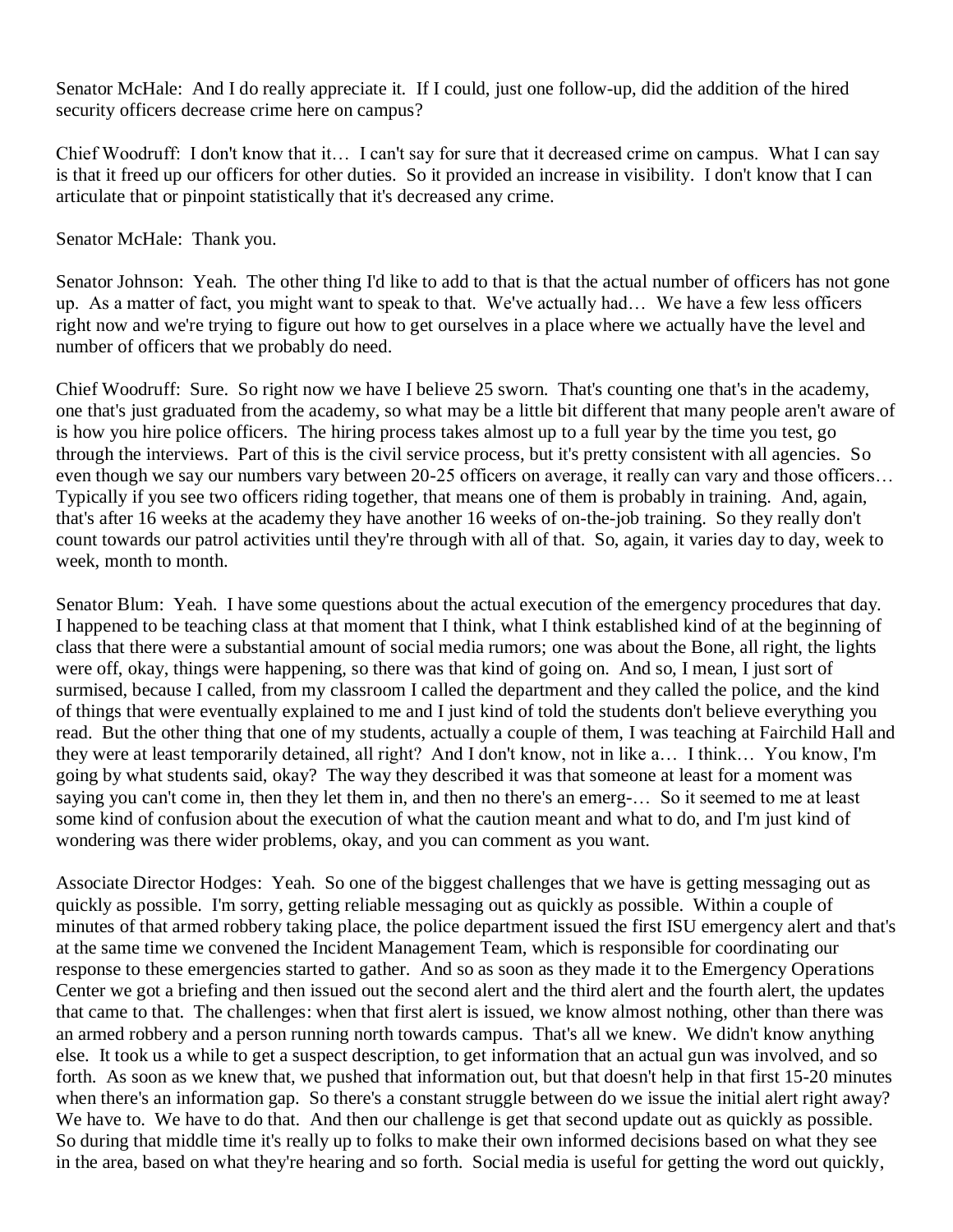Senator McHale: And I do really appreciate it. If I could, just one follow-up, did the addition of the hired security officers decrease crime here on campus?

Chief Woodruff: I don't know that it… I can't say for sure that it decreased crime on campus. What I can say is that it freed up our officers for other duties. So it provided an increase in visibility. I don't know that I can articulate that or pinpoint statistically that it's decreased any crime.

Senator McHale: Thank you.

Senator Johnson: Yeah. The other thing I'd like to add to that is that the actual number of officers has not gone up. As a matter of fact, you might want to speak to that. We've actually had… We have a few less officers right now and we're trying to figure out how to get ourselves in a place where we actually have the level and number of officers that we probably do need.

Chief Woodruff: Sure. So right now we have I believe 25 sworn. That's counting one that's in the academy, one that's just graduated from the academy, so what may be a little bit different that many people aren't aware of is how you hire police officers. The hiring process takes almost up to a full year by the time you test, go through the interviews. Part of this is the civil service process, but it's pretty consistent with all agencies. So even though we say our numbers vary between 20-25 officers on average, it really can vary and those officers… Typically if you see two officers riding together, that means one of them is probably in training. And, again, that's after 16 weeks at the academy they have another 16 weeks of on-the-job training. So they really don't count towards our patrol activities until they're through with all of that. So, again, it varies day to day, week to week, month to month.

Senator Blum: Yeah. I have some questions about the actual execution of the emergency procedures that day. I happened to be teaching class at that moment that I think, what I think established kind of at the beginning of class that there were a substantial amount of social media rumors; one was about the Bone, all right, the lights were off, okay, things were happening, so there was that kind of going on. And so, I mean, I just sort of surmised, because I called, from my classroom I called the department and they called the police, and the kind of things that were eventually explained to me and I just kind of told the students don't believe everything you read. But the other thing that one of my students, actually a couple of them, I was teaching at Fairchild Hall and they were at least temporarily detained, all right? And I don't know, not in like a… I think… You know, I'm going by what students said, okay? The way they described it was that someone at least for a moment was saying you can't come in, then they let them in, and then no there's an emerg-… So it seemed to me at least some kind of confusion about the execution of what the caution meant and what to do, and I'm just kind of wondering was there wider problems, okay, and you can comment as you want.

Associate Director Hodges: Yeah. So one of the biggest challenges that we have is getting messaging out as quickly as possible. I'm sorry, getting reliable messaging out as quickly as possible. Within a couple of minutes of that armed robbery taking place, the police department issued the first ISU emergency alert and that's at the same time we convened the Incident Management Team, which is responsible for coordinating our response to these emergencies started to gather. And so as soon as they made it to the Emergency Operations Center we got a briefing and then issued out the second alert and the third alert and the fourth alert, the updates that came to that. The challenges: when that first alert is issued, we know almost nothing, other than there was an armed robbery and a person running north towards campus. That's all we knew. We didn't know anything else. It took us a while to get a suspect description, to get information that an actual gun was involved, and so forth. As soon as we knew that, we pushed that information out, but that doesn't help in that first 15-20 minutes when there's an information gap. So there's a constant struggle between do we issue the initial alert right away? We have to. We have to do that. And then our challenge is get that second update out as quickly as possible. So during that middle time it's really up to folks to make their own informed decisions based on what they see in the area, based on what they're hearing and so forth. Social media is useful for getting the word out quickly,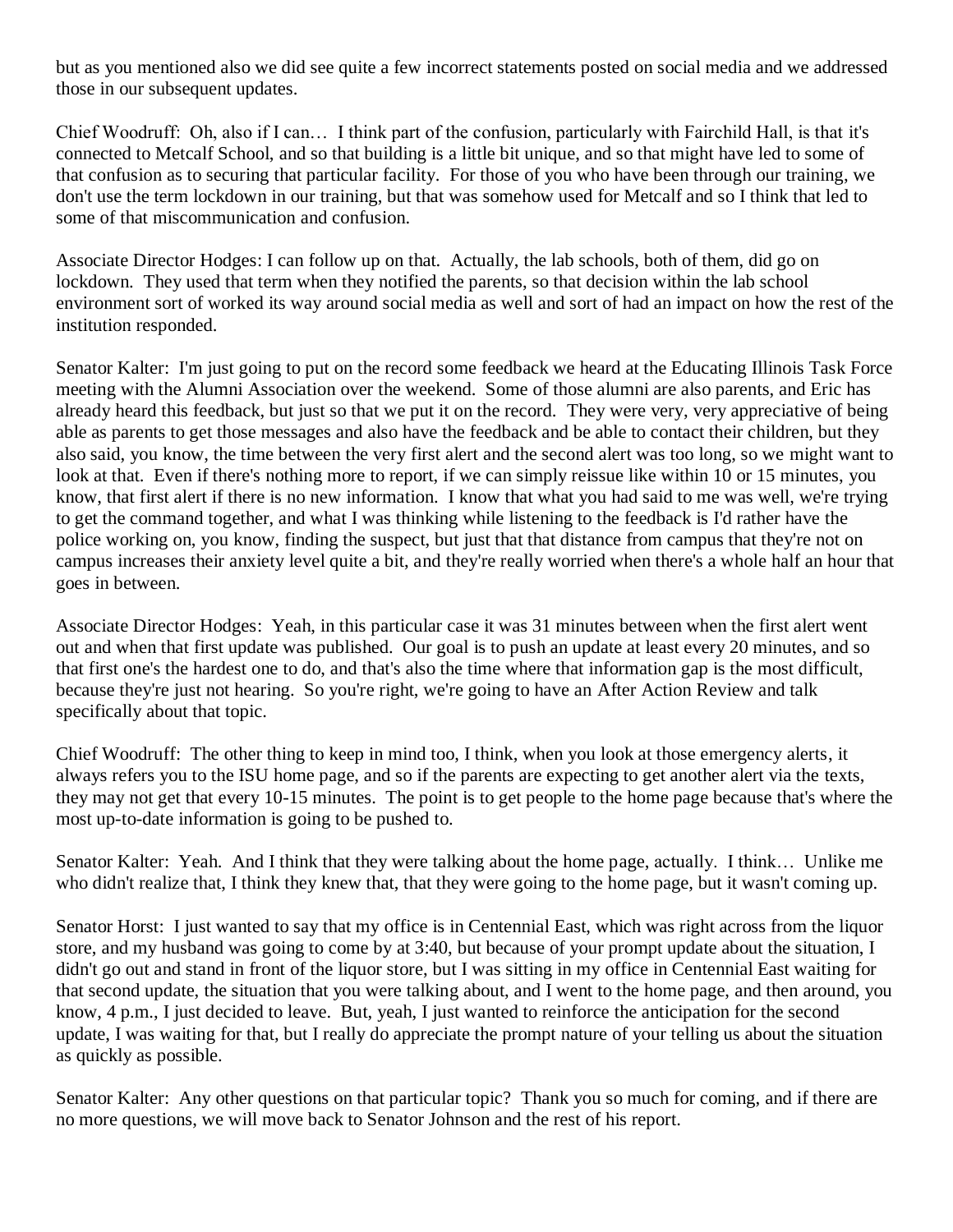but as you mentioned also we did see quite a few incorrect statements posted on social media and we addressed those in our subsequent updates.

Chief Woodruff: Oh, also if I can… I think part of the confusion, particularly with Fairchild Hall, is that it's connected to Metcalf School, and so that building is a little bit unique, and so that might have led to some of that confusion as to securing that particular facility. For those of you who have been through our training, we don't use the term lockdown in our training, but that was somehow used for Metcalf and so I think that led to some of that miscommunication and confusion.

Associate Director Hodges: I can follow up on that. Actually, the lab schools, both of them, did go on lockdown. They used that term when they notified the parents, so that decision within the lab school environment sort of worked its way around social media as well and sort of had an impact on how the rest of the institution responded.

Senator Kalter: I'm just going to put on the record some feedback we heard at the Educating Illinois Task Force meeting with the Alumni Association over the weekend. Some of those alumni are also parents, and Eric has already heard this feedback, but just so that we put it on the record. They were very, very appreciative of being able as parents to get those messages and also have the feedback and be able to contact their children, but they also said, you know, the time between the very first alert and the second alert was too long, so we might want to look at that. Even if there's nothing more to report, if we can simply reissue like within 10 or 15 minutes, you know, that first alert if there is no new information. I know that what you had said to me was well, we're trying to get the command together, and what I was thinking while listening to the feedback is I'd rather have the police working on, you know, finding the suspect, but just that that distance from campus that they're not on campus increases their anxiety level quite a bit, and they're really worried when there's a whole half an hour that goes in between.

Associate Director Hodges: Yeah, in this particular case it was 31 minutes between when the first alert went out and when that first update was published. Our goal is to push an update at least every 20 minutes, and so that first one's the hardest one to do, and that's also the time where that information gap is the most difficult, because they're just not hearing. So you're right, we're going to have an After Action Review and talk specifically about that topic.

Chief Woodruff: The other thing to keep in mind too, I think, when you look at those emergency alerts, it always refers you to the ISU home page, and so if the parents are expecting to get another alert via the texts, they may not get that every 10-15 minutes. The point is to get people to the home page because that's where the most up-to-date information is going to be pushed to.

Senator Kalter: Yeah. And I think that they were talking about the home page, actually. I think… Unlike me who didn't realize that, I think they knew that, that they were going to the home page, but it wasn't coming up.

Senator Horst: I just wanted to say that my office is in Centennial East, which was right across from the liquor store, and my husband was going to come by at 3:40, but because of your prompt update about the situation, I didn't go out and stand in front of the liquor store, but I was sitting in my office in Centennial East waiting for that second update, the situation that you were talking about, and I went to the home page, and then around, you know, 4 p.m., I just decided to leave. But, yeah, I just wanted to reinforce the anticipation for the second update, I was waiting for that, but I really do appreciate the prompt nature of your telling us about the situation as quickly as possible.

Senator Kalter: Any other questions on that particular topic? Thank you so much for coming, and if there are no more questions, we will move back to Senator Johnson and the rest of his report.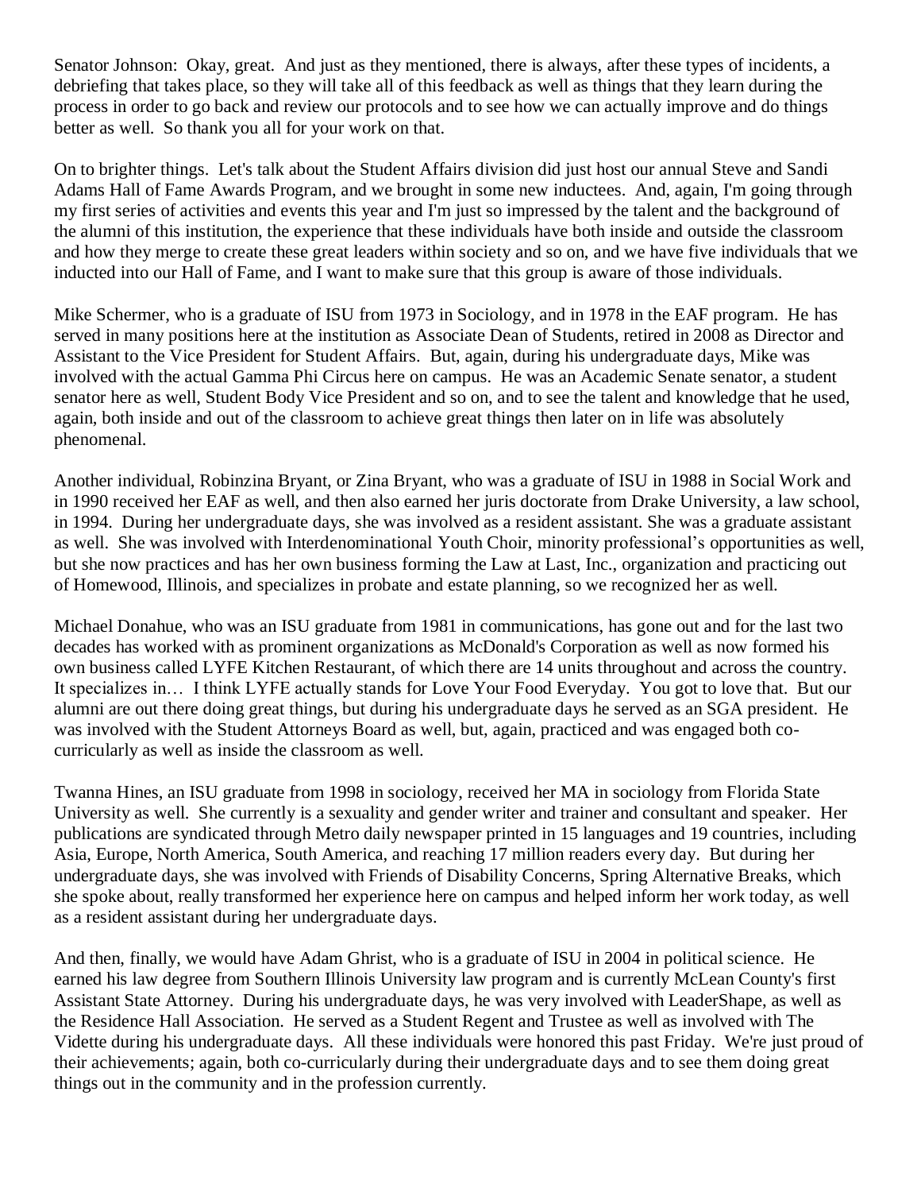Senator Johnson: Okay, great. And just as they mentioned, there is always, after these types of incidents, a debriefing that takes place, so they will take all of this feedback as well as things that they learn during the process in order to go back and review our protocols and to see how we can actually improve and do things better as well. So thank you all for your work on that.

On to brighter things. Let's talk about the Student Affairs division did just host our annual Steve and Sandi Adams Hall of Fame Awards Program, and we brought in some new inductees. And, again, I'm going through my first series of activities and events this year and I'm just so impressed by the talent and the background of the alumni of this institution, the experience that these individuals have both inside and outside the classroom and how they merge to create these great leaders within society and so on, and we have five individuals that we inducted into our Hall of Fame, and I want to make sure that this group is aware of those individuals.

Mike Schermer, who is a graduate of ISU from 1973 in Sociology, and in 1978 in the EAF program. He has served in many positions here at the institution as Associate Dean of Students, retired in 2008 as Director and Assistant to the Vice President for Student Affairs. But, again, during his undergraduate days, Mike was involved with the actual Gamma Phi Circus here on campus. He was an Academic Senate senator, a student senator here as well, Student Body Vice President and so on, and to see the talent and knowledge that he used, again, both inside and out of the classroom to achieve great things then later on in life was absolutely phenomenal.

Another individual, Robinzina Bryant, or Zina Bryant, who was a graduate of ISU in 1988 in Social Work and in 1990 received her EAF as well, and then also earned her juris doctorate from Drake University, a law school, in 1994. During her undergraduate days, she was involved as a resident assistant. She was a graduate assistant as well. She was involved with Interdenominational Youth Choir, minority professional's opportunities as well, but she now practices and has her own business forming the Law at Last, Inc., organization and practicing out of Homewood, Illinois, and specializes in probate and estate planning, so we recognized her as well.

Michael Donahue, who was an ISU graduate from 1981 in communications, has gone out and for the last two decades has worked with as prominent organizations as McDonald's Corporation as well as now formed his own business called LYFE Kitchen Restaurant, of which there are 14 units throughout and across the country. It specializes in… I think LYFE actually stands for Love Your Food Everyday. You got to love that. But our alumni are out there doing great things, but during his undergraduate days he served as an SGA president. He was involved with the Student Attorneys Board as well, but, again, practiced and was engaged both co-curricularly as well as inside the classroom as well.

Twanna Hines, an ISU graduate from 1998 in sociology, received her MA in sociology from Florida State University as well. She currently is a sexuality and gender writer and trainer and consultant and speaker. Her publications are syndicated through Metro daily newspaper printed in 15 languages and 19 countries, including Asia, Europe, North America, South America, and reaching 17 million readers every day. But during her undergraduate days, she was involved with Friends of Disability Concerns, Spring Alternative Breaks, which she spoke about, really transformed her experience here on campus and helped inform her work today, as well as a resident assistant during her undergraduate days.

And then, finally, we would have Adam Ghrist, who is a graduate of ISU in 2004 in political science. He earned his law degree from Southern Illinois University law program and is currently McLean County's first Assistant State Attorney. During his undergraduate days, he was very involved with LeaderShape, as well as the Residence Hall Association. He served as a Student Regent and Trustee as well as involved with The Vidette during his undergraduate days. All these individuals were honored this past Friday. We're just proud of their achievements; again, both co-curricularly during their undergraduate days and to see them doing great things out in the community and in the profession currently.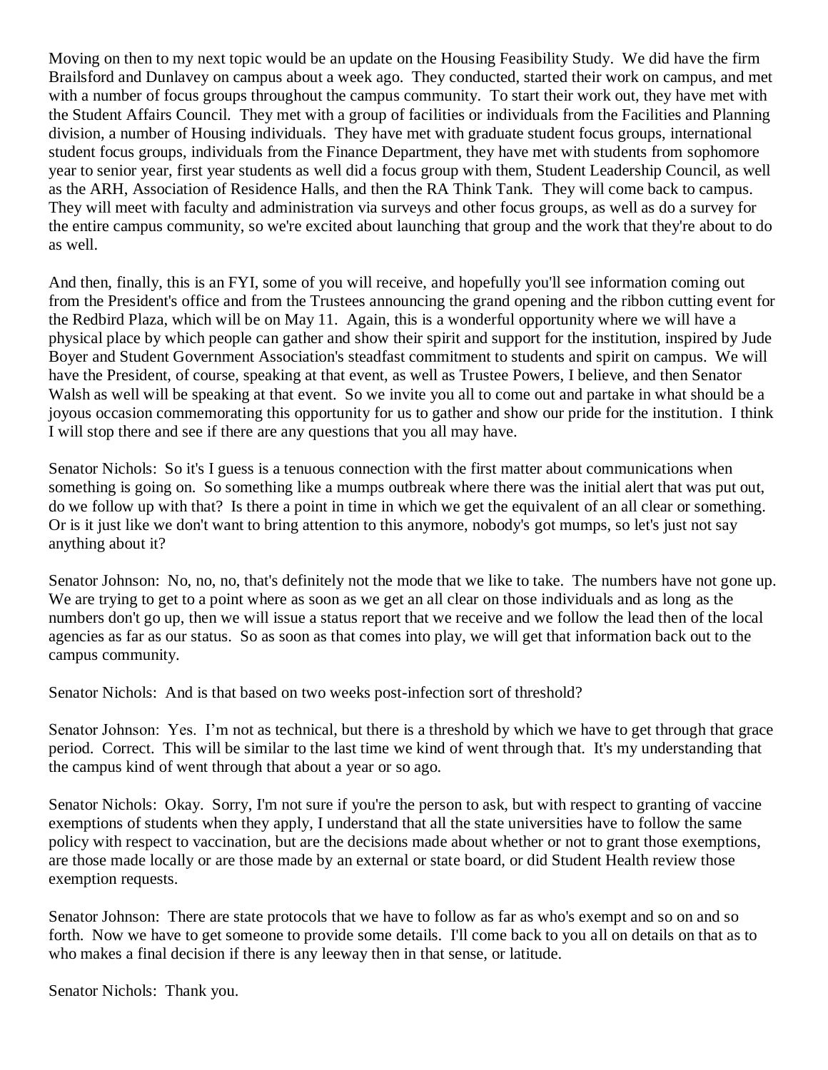Moving on then to my next topic would be an update on the Housing Feasibility Study. We did have the firm Brailsford and Dunlavey on campus about a week ago. They conducted, started their work on campus, and met with a number of focus groups throughout the campus community. To start their work out, they have met with the Student Affairs Council. They met with a group of facilities or individuals from the Facilities and Planning division, a number of Housing individuals. They have met with graduate student focus groups, international student focus groups, individuals from the Finance Department, they have met with students from sophomore year to senior year, first year students as well did a focus group with them, Student Leadership Council, as well as the ARH, Association of Residence Halls, and then the RA Think Tank. They will come back to campus. They will meet with faculty and administration via surveys and other focus groups, as well as do a survey for the entire campus community, so we're excited about launching that group and the work that they're about to do as well.

And then, finally, this is an FYI, some of you will receive, and hopefully you'll see information coming out from the President's office and from the Trustees announcing the grand opening and the ribbon cutting event for the Redbird Plaza, which will be on May 11. Again, this is a wonderful opportunity where we will have a physical place by which people can gather and show their spirit and support for the institution, inspired by Jude Boyer and Student Government Association's steadfast commitment to students and spirit on campus. We will have the President, of course, speaking at that event, as well as Trustee Powers, I believe, and then Senator Walsh as well will be speaking at that event. So we invite you all to come out and partake in what should be a joyous occasion commemorating this opportunity for us to gather and show our pride for the institution. I think I will stop there and see if there are any questions that you all may have.

Senator Nichols: So it's I guess is a tenuous connection with the first matter about communications when something is going on. So something like a mumps outbreak where there was the initial alert that was put out, do we follow up with that? Is there a point in time in which we get the equivalent of an all clear or something. Or is it just like we don't want to bring attention to this anymore, nobody's got mumps, so let's just not say anything about it?

Senator Johnson: No, no, no, that's definitely not the mode that we like to take. The numbers have not gone up. We are trying to get to a point where as soon as we get an all clear on those individuals and as long as the numbers don't go up, then we will issue a status report that we receive and we follow the lead then of the local agencies as far as our status. So as soon as that comes into play, we will get that information back out to the campus community.

Senator Nichols: And is that based on two weeks post-infection sort of threshold?

Senator Johnson: Yes. I'm not as technical, but there is a threshold by which we have to get through that grace period. Correct. This will be similar to the last time we kind of went through that. It's my understanding that the campus kind of went through that about a year or so ago.

Senator Nichols: Okay. Sorry, I'm not sure if you're the person to ask, but with respect to granting of vaccine exemptions of students when they apply, I understand that all the state universities have to follow the same policy with respect to vaccination, but are the decisions made about whether or not to grant those exemptions, are those made locally or are those made by an external or state board, or did Student Health review those exemption requests.

Senator Johnson: There are state protocols that we have to follow as far as who's exempt and so on and so forth. Now we have to get someone to provide some details. I'll come back to you all on details on that as to who makes a final decision if there is any leeway then in that sense, or latitude.

Senator Nichols: Thank you.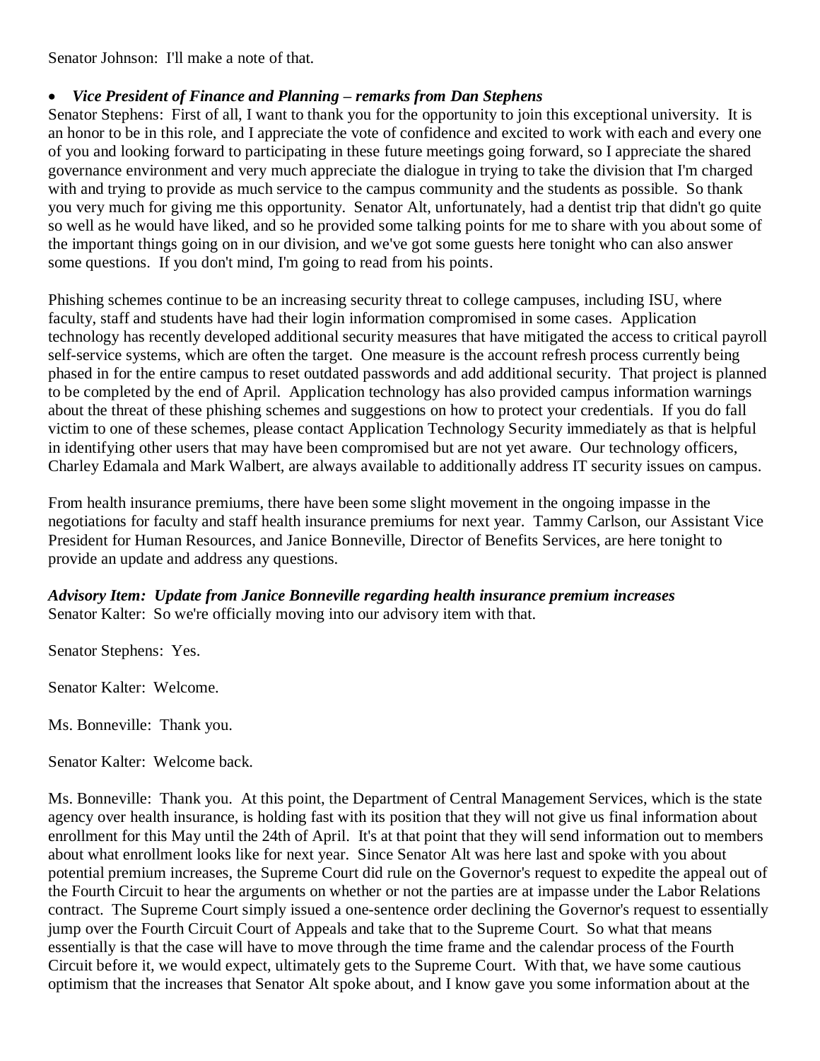Senator Johnson: I'll make a note of that.

- ***Vice President of Finance and Planning – remarks from Dan Stephens***

Senator Stephens: First of all, I want to thank you for the opportunity to join this exceptional university. It is an honor to be in this role, and I appreciate the vote of confidence and excited to work with each and every one of you and looking forward to participating in these future meetings going forward, so I appreciate the shared governance environment and very much appreciate the dialogue in trying to take the division that I'm charged with and trying to provide as much service to the campus community and the students as possible. So thank you very much for giving me this opportunity. Senator Alt, unfortunately, had a dentist trip that didn't go quite so well as he would have liked, and so he provided some talking points for me to share with you about some of the important things going on in our division, and we've got some guests here tonight who can also answer some questions. If you don't mind, I'm going to read from his points.

Phishing schemes continue to be an increasing security threat to college campuses, including ISU, where faculty, staff and students have had their login information compromised in some cases. Application technology has recently developed additional security measures that have mitigated the access to critical payroll self-service systems, which are often the target. One measure is the account refresh process currently being phased in for the entire campus to reset outdated passwords and add additional security. That project is planned to be completed by the end of April. Application technology has also provided campus information warnings about the threat of these phishing schemes and suggestions on how to protect your credentials. If you do fall victim to one of these schemes, please contact Application Technology Security immediately as that is helpful in identifying other users that may have been compromised but are not yet aware. Our technology officers, Charley Edamala and Mark Walbert, are always available to additionally address IT security issues on campus.

From health insurance premiums, there have been some slight movement in the ongoing impasse in the negotiations for faculty and staff health insurance premiums for next year. Tammy Carlson, our Assistant Vice President for Human Resources, and Janice Bonneville, Director of Benefits Services, are here tonight to provide an update and address any questions.

***Advisory Item: Update from Janice Bonneville regarding health insurance premium increases***

Senator Kalter: So we're officially moving into our advisory item with that.

Senator Stephens: Yes.

Senator Kalter: Welcome.

Ms. Bonneville: Thank you.

Senator Kalter: Welcome back.

Ms. Bonneville: Thank you. At this point, the Department of Central Management Services, which is the state agency over health insurance, is holding fast with its position that they will not give us final information about enrollment for this May until the 24th of April. It's at that point that they will send information out to members about what enrollment looks like for next year. Since Senator Alt was here last and spoke with you about potential premium increases, the Supreme Court did rule on the Governor's request to expedite the appeal out of the Fourth Circuit to hear the arguments on whether or not the parties are at impasse under the Labor Relations contract. The Supreme Court simply issued a one-sentence order declining the Governor's request to essentially jump over the Fourth Circuit Court of Appeals and take that to the Supreme Court. So what that means essentially is that the case will have to move through the time frame and the calendar process of the Fourth Circuit before it, we would expect, ultimately gets to the Supreme Court. With that, we have some cautious optimism that the increases that Senator Alt spoke about, and I know gave you some information about at the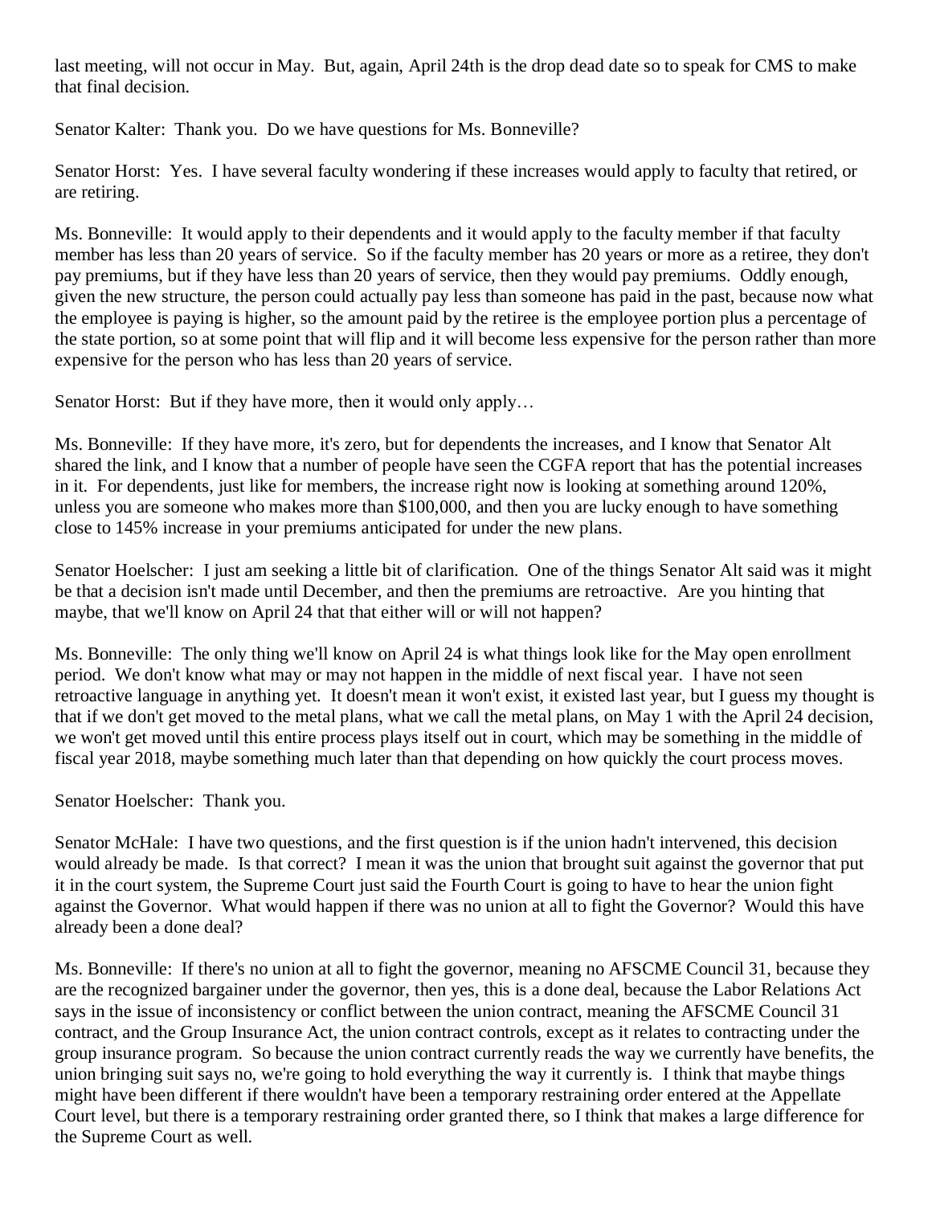last meeting, will not occur in May. But, again, April 24th is the drop dead date so to speak for CMS to make that final decision.

Senator Kalter: Thank you. Do we have questions for Ms. Bonneville?

Senator Horst: Yes. I have several faculty wondering if these increases would apply to faculty that retired, or are retiring.

Ms. Bonneville: It would apply to their dependents and it would apply to the faculty member if that faculty member has less than 20 years of service. So if the faculty member has 20 years or more as a retiree, they don't pay premiums, but if they have less than 20 years of service, then they would pay premiums. Oddly enough, given the new structure, the person could actually pay less than someone has paid in the past, because now what the employee is paying is higher, so the amount paid by the retiree is the employee portion plus a percentage of the state portion, so at some point that will flip and it will become less expensive for the person rather than more expensive for the person who has less than 20 years of service.

Senator Horst: But if they have more, then it would only apply…

Ms. Bonneville: If they have more, it's zero, but for dependents the increases, and I know that Senator Alt shared the link, and I know that a number of people have seen the CGFA report that has the potential increases in it. For dependents, just like for members, the increase right now is looking at something around 120%, unless you are someone who makes more than $100,000, and then you are lucky enough to have something close to 145% increase in your premiums anticipated for under the new plans.

Senator Hoelscher: I just am seeking a little bit of clarification. One of the things Senator Alt said was it might be that a decision isn't made until December, and then the premiums are retroactive. Are you hinting that maybe, that we'll know on April 24 that that either will or will not happen?

Ms. Bonneville: The only thing we'll know on April 24 is what things look like for the May open enrollment period. We don't know what may or may not happen in the middle of next fiscal year. I have not seen retroactive language in anything yet. It doesn't mean it won't exist, it existed last year, but I guess my thought is that if we don't get moved to the metal plans, what we call the metal plans, on May 1 with the April 24 decision, we won't get moved until this entire process plays itself out in court, which may be something in the middle of fiscal year 2018, maybe something much later than that depending on how quickly the court process moves.

Senator Hoelscher: Thank you.

Senator McHale: I have two questions, and the first question is if the union hadn't intervened, this decision would already be made. Is that correct? I mean it was the union that brought suit against the governor that put it in the court system, the Supreme Court just said the Fourth Court is going to have to hear the union fight against the Governor. What would happen if there was no union at all to fight the Governor? Would this have already been a done deal?

Ms. Bonneville: If there's no union at all to fight the governor, meaning no AFSCME Council 31, because they are the recognized bargainer under the governor, then yes, this is a done deal, because the Labor Relations Act says in the issue of inconsistency or conflict between the union contract, meaning the AFSCME Council 31 contract, and the Group Insurance Act, the union contract controls, except as it relates to contracting under the group insurance program. So because the union contract currently reads the way we currently have benefits, the union bringing suit says no, we're going to hold everything the way it currently is. I think that maybe things might have been different if there wouldn't have been a temporary restraining order entered at the Appellate Court level, but there is a temporary restraining order granted there, so I think that makes a large difference for the Supreme Court as well.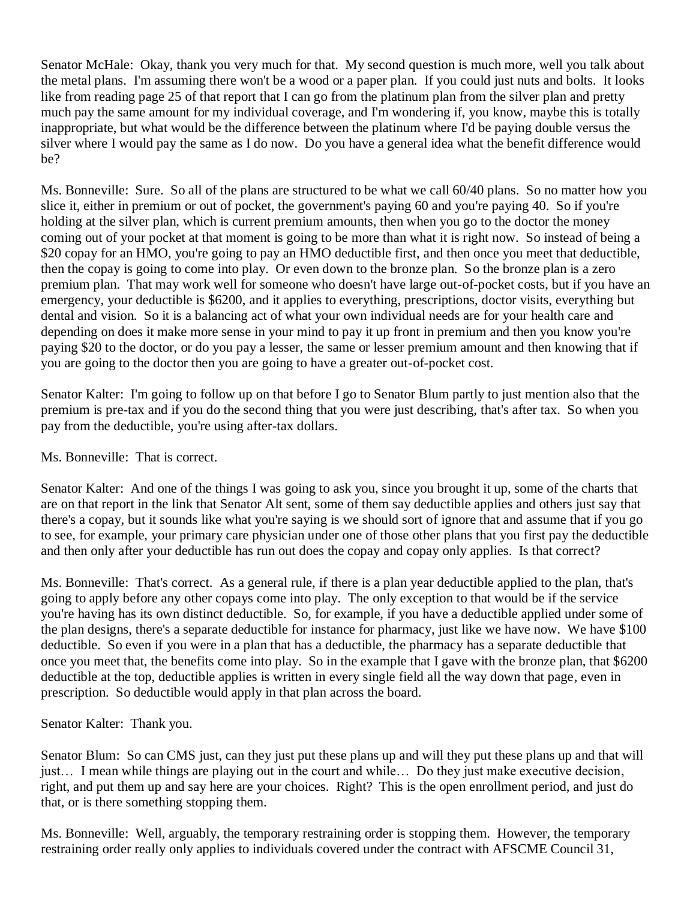Senator McHale: Okay, thank you very much for that. My second question is much more, well you talk about the metal plans. I'm assuming there won't be a wood or a paper plan. If you could just nuts and bolts. It looks like from reading page 25 of that report that I can go from the platinum plan from the silver plan and pretty much pay the same amount for my individual coverage, and I'm wondering if, you know, maybe this is totally inappropriate, but what would be the difference between the platinum where I'd be paying double versus the silver where I would pay the same as I do now. Do you have a general idea what the benefit difference would be?

Ms. Bonneville: Sure. So all of the plans are structured to be what we call 60/40 plans. So no matter how you slice it, either in premium or out of pocket, the government's paying 60 and you're paying 40. So if you're holding at the silver plan, which is current premium amounts, then when you go to the doctor the money coming out of your pocket at that moment is going to be more than what it is right now. So instead of being a $20 copay for an HMO, you're going to pay an HMO deductible first, and then once you meet that deductible, then the copay is going to come into play. Or even down to the bronze plan. So the bronze plan is a zero premium plan. That may work well for someone who doesn't have large out-of-pocket costs, but if you have an emergency, your deductible is $6200, and it applies to everything, prescriptions, doctor visits, everything but dental and vision. So it is a balancing act of what your own individual needs are for your health care and depending on does it make more sense in your mind to pay it up front in premium and then you know you're paying $20 to the doctor, or do you pay a lesser, the same or lesser premium amount and then knowing that if you are going to the doctor then you are going to have a greater out-of-pocket cost.

Senator Kalter: I'm going to follow up on that before I go to Senator Blum partly to just mention also that the premium is pre-tax and if you do the second thing that you were just describing, that's after tax. So when you pay from the deductible, you're using after-tax dollars.

Ms. Bonneville: That is correct.

Senator Kalter: And one of the things I was going to ask you, since you brought it up, some of the charts that are on that report in the link that Senator Alt sent, some of them say deductible applies and others just say that there's a copay, but it sounds like what you're saying is we should sort of ignore that and assume that if you go to see, for example, your primary care physician under one of those other plans that you first pay the deductible and then only after your deductible has run out does the copay and copay only applies. Is that correct?

Ms. Bonneville: That's correct. As a general rule, if there is a plan year deductible applied to the plan, that's going to apply before any other copays come into play. The only exception to that would be if the service you're having has its own distinct deductible. So, for example, if you have a deductible applied under some of the plan designs, there's a separate deductible for instance for pharmacy, just like we have now. We have $100 deductible. So even if you were in a plan that has a deductible, the pharmacy has a separate deductible that once you meet that, the benefits come into play. So in the example that I gave with the bronze plan, that $6200 deductible at the top, deductible applies is written in every single field all the way down that page, even in prescription. So deductible would apply in that plan across the board.

Senator Kalter: Thank you.

Senator Blum: So can CMS just, can they just put these plans up and will they put these plans up and that will just… I mean while things are playing out in the court and while… Do they just make executive decision, right, and put them up and say here are your choices. Right? This is the open enrollment period, and just do that, or is there something stopping them.

Ms. Bonneville: Well, arguably, the temporary restraining order is stopping them. However, the temporary restraining order really only applies to individuals covered under the contract with AFSCME Council 31,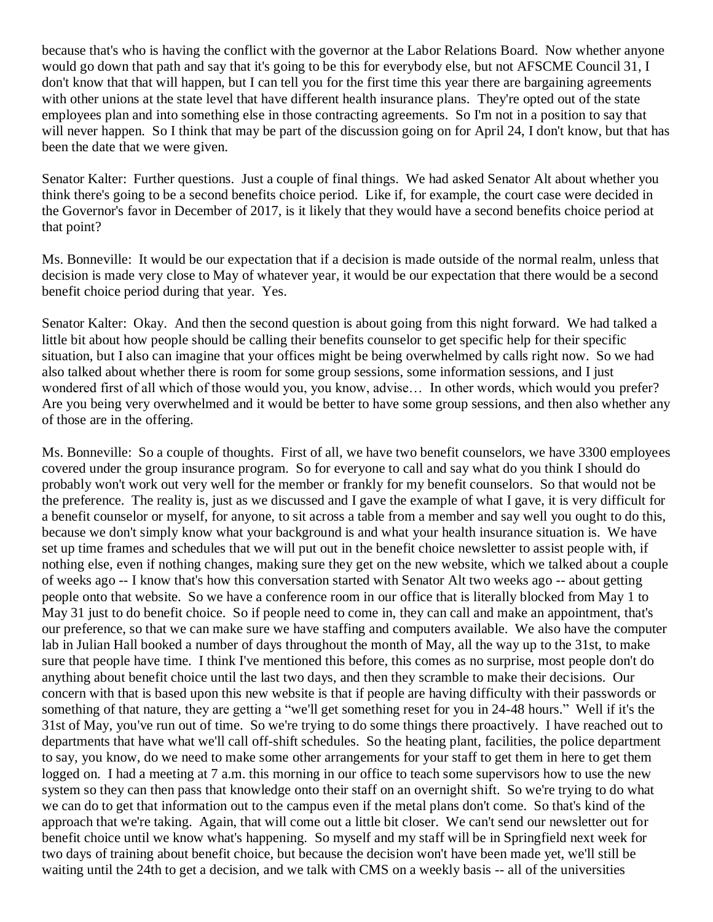because that's who is having the conflict with the governor at the Labor Relations Board. Now whether anyone would go down that path and say that it's going to be this for everybody else, but not AFSCME Council 31, I don't know that that will happen, but I can tell you for the first time this year there are bargaining agreements with other unions at the state level that have different health insurance plans. They're opted out of the state employees plan and into something else in those contracting agreements. So I'm not in a position to say that will never happen. So I think that may be part of the discussion going on for April 24, I don't know, but that has been the date that we were given.

Senator Kalter: Further questions. Just a couple of final things. We had asked Senator Alt about whether you think there's going to be a second benefits choice period. Like if, for example, the court case were decided in the Governor's favor in December of 2017, is it likely that they would have a second benefits choice period at that point?

Ms. Bonneville: It would be our expectation that if a decision is made outside of the normal realm, unless that decision is made very close to May of whatever year, it would be our expectation that there would be a second benefit choice period during that year. Yes.

Senator Kalter: Okay. And then the second question is about going from this night forward. We had talked a little bit about how people should be calling their benefits counselor to get specific help for their specific situation, but I also can imagine that your offices might be being overwhelmed by calls right now. So we had also talked about whether there is room for some group sessions, some information sessions, and I just wondered first of all which of those would you, you know, advise… In other words, which would you prefer? Are you being very overwhelmed and it would be better to have some group sessions, and then also whether any of those are in the offering.

Ms. Bonneville: So a couple of thoughts. First of all, we have two benefit counselors, we have 3300 employees covered under the group insurance program. So for everyone to call and say what do you think I should do probably won't work out very well for the member or frankly for my benefit counselors. So that would not be the preference. The reality is, just as we discussed and I gave the example of what I gave, it is very difficult for a benefit counselor or myself, for anyone, to sit across a table from a member and say well you ought to do this, because we don't simply know what your background is and what your health insurance situation is. We have set up time frames and schedules that we will put out in the benefit choice newsletter to assist people with, if nothing else, even if nothing changes, making sure they get on the new website, which we talked about a couple of weeks ago -- I know that's how this conversation started with Senator Alt two weeks ago -- about getting people onto that website. So we have a conference room in our office that is literally blocked from May 1 to May 31 just to do benefit choice. So if people need to come in, they can call and make an appointment, that's our preference, so that we can make sure we have staffing and computers available. We also have the computer lab in Julian Hall booked a number of days throughout the month of May, all the way up to the 31st, to make sure that people have time. I think I've mentioned this before, this comes as no surprise, most people don't do anything about benefit choice until the last two days, and then they scramble to make their decisions. Our concern with that is based upon this new website is that if people are having difficulty with their passwords or something of that nature, they are getting a "we'll get something reset for you in 24-48 hours." Well if it's the 31st of May, you've run out of time. So we're trying to do some things there proactively. I have reached out to departments that have what we'll call off-shift schedules. So the heating plant, facilities, the police department to say, you know, do we need to make some other arrangements for your staff to get them in here to get them logged on. I had a meeting at 7 a.m. this morning in our office to teach some supervisors how to use the new system so they can then pass that knowledge onto their staff on an overnight shift. So we're trying to do what we can do to get that information out to the campus even if the metal plans don't come. So that's kind of the approach that we're taking. Again, that will come out a little bit closer. We can't send our newsletter out for benefit choice until we know what's happening. So myself and my staff will be in Springfield next week for two days of training about benefit choice, but because the decision won't have been made yet, we'll still be waiting until the 24th to get a decision, and we talk with CMS on a weekly basis -- all of the universities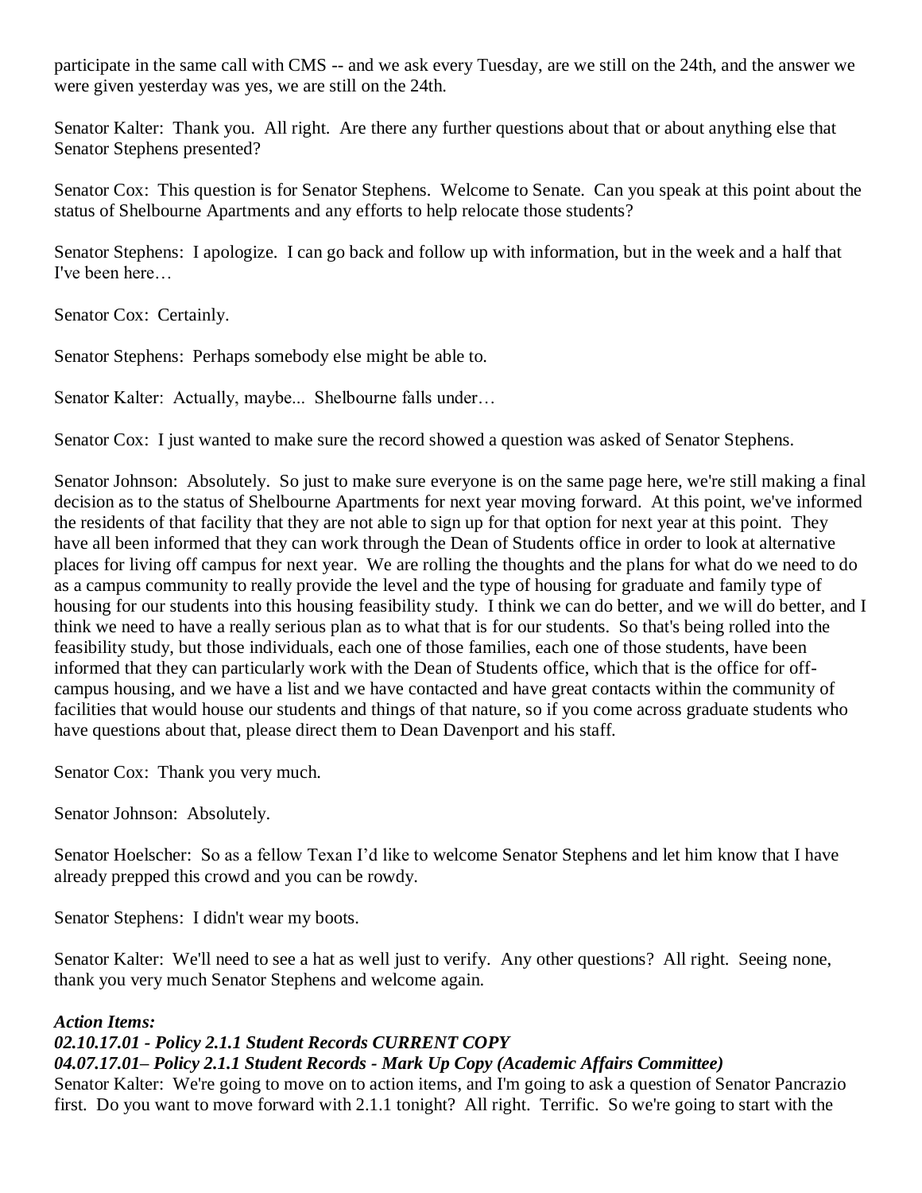participate in the same call with CMS -- and we ask every Tuesday, are we still on the 24th, and the answer we were given yesterday was yes, we are still on the 24th.

Senator Kalter: Thank you. All right. Are there any further questions about that or about anything else that Senator Stephens presented?

Senator Cox: This question is for Senator Stephens. Welcome to Senate. Can you speak at this point about the status of Shelbourne Apartments and any efforts to help relocate those students?

Senator Stephens: I apologize. I can go back and follow up with information, but in the week and a half that I've been here…

Senator Cox: Certainly.

Senator Stephens: Perhaps somebody else might be able to.

Senator Kalter: Actually, maybe... Shelbourne falls under…

Senator Cox: I just wanted to make sure the record showed a question was asked of Senator Stephens.

Senator Johnson: Absolutely. So just to make sure everyone is on the same page here, we're still making a final decision as to the status of Shelbourne Apartments for next year moving forward. At this point, we've informed the residents of that facility that they are not able to sign up for that option for next year at this point. They have all been informed that they can work through the Dean of Students office in order to look at alternative places for living off campus for next year. We are rolling the thoughts and the plans for what do we need to do as a campus community to really provide the level and the type of housing for graduate and family type of housing for our students into this housing feasibility study. I think we can do better, and we will do better, and I think we need to have a really serious plan as to what that is for our students. So that's being rolled into the feasibility study, but those individuals, each one of those families, each one of those students, have been informed that they can particularly work with the Dean of Students office, which that is the office for off-campus housing, and we have a list and we have contacted and have great contacts within the community of facilities that would house our students and things of that nature, so if you come across graduate students who have questions about that, please direct them to Dean Davenport and his staff.

Senator Cox: Thank you very much.

Senator Johnson: Absolutely.

Senator Hoelscher: So as a fellow Texan I'd like to welcome Senator Stephens and let him know that I have already prepped this crowd and you can be rowdy.

Senator Stephens: I didn't wear my boots.

Senator Kalter: We'll need to see a hat as well just to verify. Any other questions? All right. Seeing none, thank you very much Senator Stephens and welcome again.

***Action Items:***
***02.10.17.01 - Policy 2.1.1 Student Records CURRENT COPY***
***04.07.17.01– Policy 2.1.1 Student Records - Mark Up Copy (Academic Affairs Committee)***

Senator Kalter: We're going to move on to action items, and I'm going to ask a question of Senator Pancrazio first. Do you want to move forward with 2.1.1 tonight? All right. Terrific. So we're going to start with the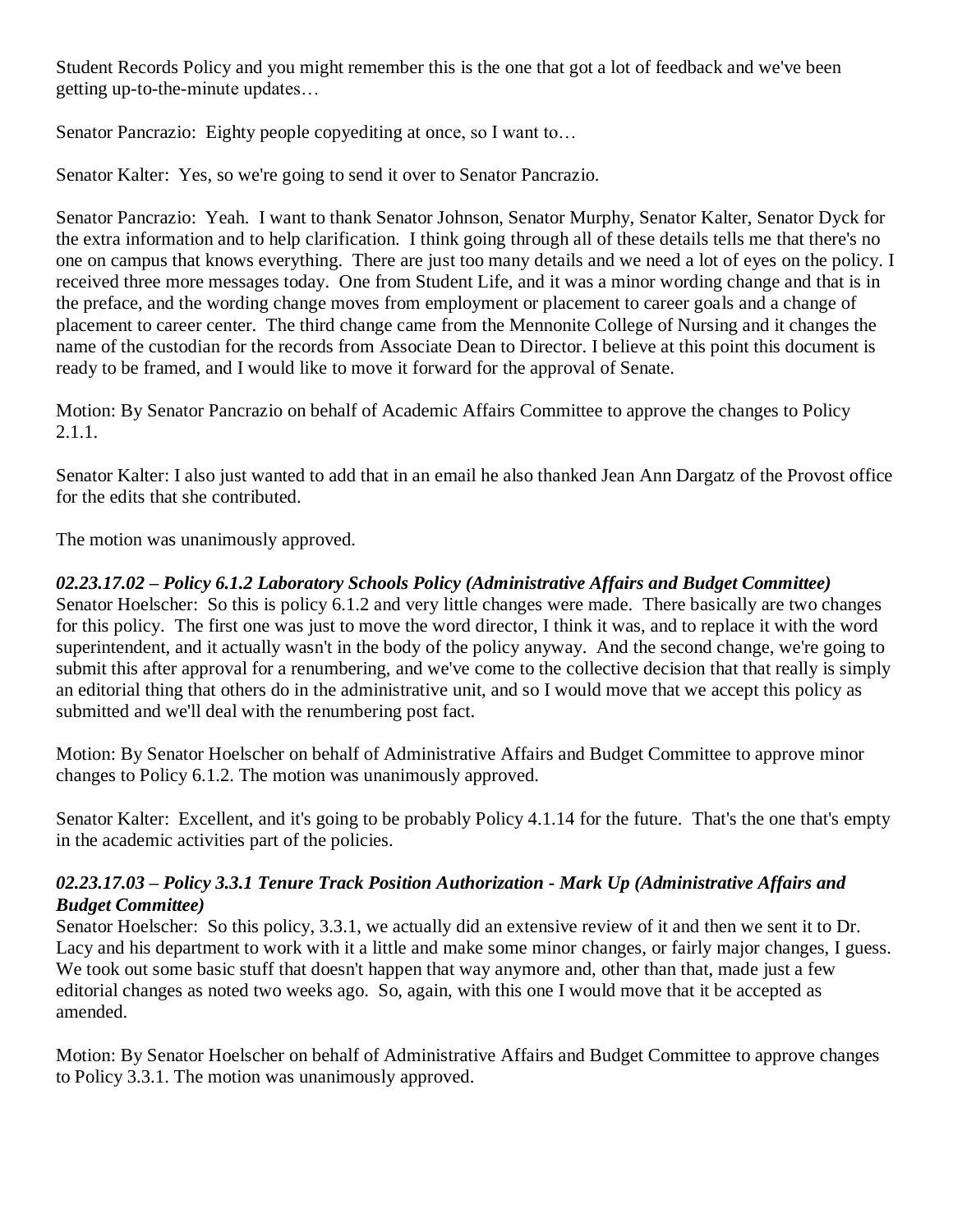Student Records Policy and you might remember this is the one that got a lot of feedback and we've been getting up-to-the-minute updates…

Senator Pancrazio: Eighty people copyediting at once, so I want to…

Senator Kalter: Yes, so we're going to send it over to Senator Pancrazio.

Senator Pancrazio: Yeah. I want to thank Senator Johnson, Senator Murphy, Senator Kalter, Senator Dyck for the extra information and to help clarification. I think going through all of these details tells me that there's no one on campus that knows everything. There are just too many details and we need a lot of eyes on the policy. I received three more messages today. One from Student Life, and it was a minor wording change and that is in the preface, and the wording change moves from employment or placement to career goals and a change of placement to career center. The third change came from the Mennonite College of Nursing and it changes the name of the custodian for the records from Associate Dean to Director. I believe at this point this document is ready to be framed, and I would like to move it forward for the approval of Senate.

Motion: By Senator Pancrazio on behalf of Academic Affairs Committee to approve the changes to Policy 2.1.1.

Senator Kalter: I also just wanted to add that in an email he also thanked Jean Ann Dargatz of the Provost office for the edits that she contributed.

The motion was unanimously approved.

***02.23.17.02 – Policy 6.1.2 Laboratory Schools Policy (Administrative Affairs and Budget Committee)***

Senator Hoelscher: So this is policy 6.1.2 and very little changes were made. There basically are two changes for this policy. The first one was just to move the word director, I think it was, and to replace it with the word superintendent, and it actually wasn't in the body of the policy anyway. And the second change, we're going to submit this after approval for a renumbering, and we've come to the collective decision that that really is simply an editorial thing that others do in the administrative unit, and so I would move that we accept this policy as submitted and we'll deal with the renumbering post fact.

Motion: By Senator Hoelscher on behalf of Administrative Affairs and Budget Committee to approve minor changes to Policy 6.1.2. The motion was unanimously approved.

Senator Kalter: Excellent, and it's going to be probably Policy 4.1.14 for the future. That's the one that's empty in the academic activities part of the policies.

***02.23.17.03 – Policy 3.3.1 Tenure Track Position Authorization - Mark Up (Administrative Affairs and Budget Committee)***

Senator Hoelscher: So this policy, 3.3.1, we actually did an extensive review of it and then we sent it to Dr. Lacy and his department to work with it a little and make some minor changes, or fairly major changes, I guess. We took out some basic stuff that doesn't happen that way anymore and, other than that, made just a few editorial changes as noted two weeks ago. So, again, with this one I would move that it be accepted as amended.

Motion: By Senator Hoelscher on behalf of Administrative Affairs and Budget Committee to approve changes to Policy 3.3.1. The motion was unanimously approved.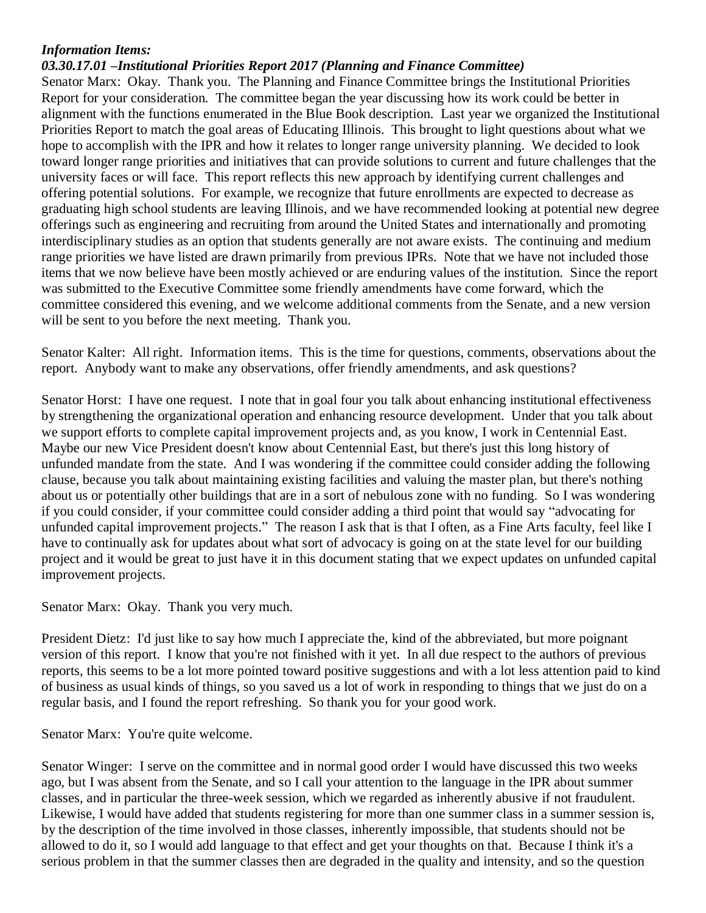***Information Items:***

***03.30.17.01 –Institutional Priorities Report 2017 (Planning and Finance Committee)***

Senator Marx: Okay. Thank you. The Planning and Finance Committee brings the Institutional Priorities Report for your consideration. The committee began the year discussing how its work could be better in alignment with the functions enumerated in the Blue Book description. Last year we organized the Institutional Priorities Report to match the goal areas of Educating Illinois. This brought to light questions about what we hope to accomplish with the IPR and how it relates to longer range university planning. We decided to look toward longer range priorities and initiatives that can provide solutions to current and future challenges that the university faces or will face. This report reflects this new approach by identifying current challenges and offering potential solutions. For example, we recognize that future enrollments are expected to decrease as graduating high school students are leaving Illinois, and we have recommended looking at potential new degree offerings such as engineering and recruiting from around the United States and internationally and promoting interdisciplinary studies as an option that students generally are not aware exists. The continuing and medium range priorities we have listed are drawn primarily from previous IPRs. Note that we have not included those items that we now believe have been mostly achieved or are enduring values of the institution. Since the report was submitted to the Executive Committee some friendly amendments have come forward, which the committee considered this evening, and we welcome additional comments from the Senate, and a new version will be sent to you before the next meeting. Thank you.

Senator Kalter: All right. Information items. This is the time for questions, comments, observations about the report. Anybody want to make any observations, offer friendly amendments, and ask questions?

Senator Horst: I have one request. I note that in goal four you talk about enhancing institutional effectiveness by strengthening the organizational operation and enhancing resource development. Under that you talk about we support efforts to complete capital improvement projects and, as you know, I work in Centennial East. Maybe our new Vice President doesn't know about Centennial East, but there's just this long history of unfunded mandate from the state. And I was wondering if the committee could consider adding the following clause, because you talk about maintaining existing facilities and valuing the master plan, but there's nothing about us or potentially other buildings that are in a sort of nebulous zone with no funding. So I was wondering if you could consider, if your committee could consider adding a third point that would say "advocating for unfunded capital improvement projects." The reason I ask that is that I often, as a Fine Arts faculty, feel like I have to continually ask for updates about what sort of advocacy is going on at the state level for our building project and it would be great to just have it in this document stating that we expect updates on unfunded capital improvement projects.

Senator Marx: Okay. Thank you very much.

President Dietz: I'd just like to say how much I appreciate the, kind of the abbreviated, but more poignant version of this report. I know that you're not finished with it yet. In all due respect to the authors of previous reports, this seems to be a lot more pointed toward positive suggestions and with a lot less attention paid to kind of business as usual kinds of things, so you saved us a lot of work in responding to things that we just do on a regular basis, and I found the report refreshing. So thank you for your good work.

Senator Marx: You're quite welcome.

Senator Winger: I serve on the committee and in normal good order I would have discussed this two weeks ago, but I was absent from the Senate, and so I call your attention to the language in the IPR about summer classes, and in particular the three-week session, which we regarded as inherently abusive if not fraudulent. Likewise, I would have added that students registering for more than one summer class in a summer session is, by the description of the time involved in those classes, inherently impossible, that students should not be allowed to do it, so I would add language to that effect and get your thoughts on that. Because I think it's a serious problem in that the summer classes then are degraded in the quality and intensity, and so the question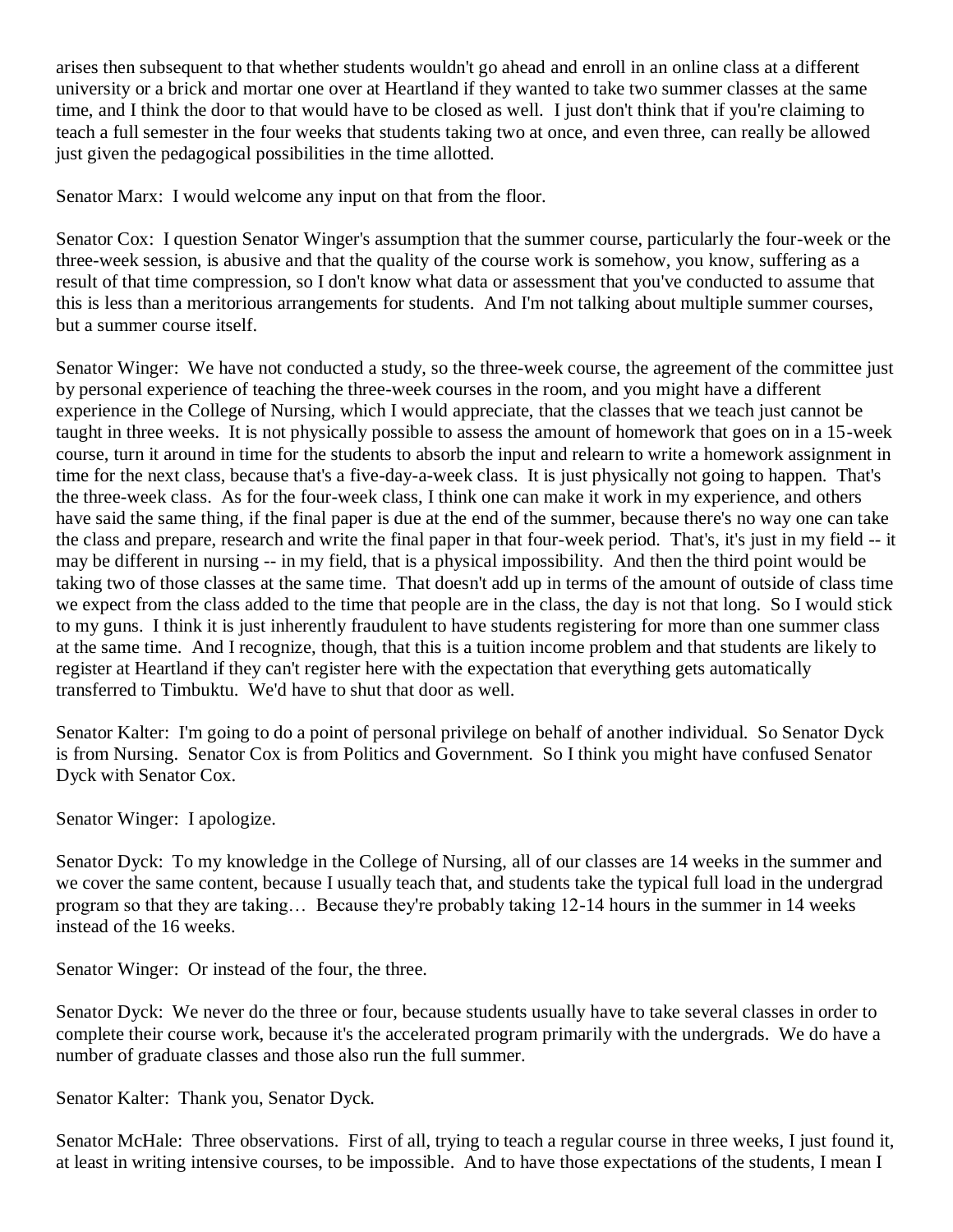arises then subsequent to that whether students wouldn't go ahead and enroll in an online class at a different university or a brick and mortar one over at Heartland if they wanted to take two summer classes at the same time, and I think the door to that would have to be closed as well. I just don't think that if you're claiming to teach a full semester in the four weeks that students taking two at once, and even three, can really be allowed just given the pedagogical possibilities in the time allotted.

Senator Marx: I would welcome any input on that from the floor.

Senator Cox: I question Senator Winger's assumption that the summer course, particularly the four-week or the three-week session, is abusive and that the quality of the course work is somehow, you know, suffering as a result of that time compression, so I don't know what data or assessment that you've conducted to assume that this is less than a meritorious arrangements for students. And I'm not talking about multiple summer courses, but a summer course itself.

Senator Winger: We have not conducted a study, so the three-week course, the agreement of the committee just by personal experience of teaching the three-week courses in the room, and you might have a different experience in the College of Nursing, which I would appreciate, that the classes that we teach just cannot be taught in three weeks. It is not physically possible to assess the amount of homework that goes on in a 15-week course, turn it around in time for the students to absorb the input and relearn to write a homework assignment in time for the next class, because that's a five-day-a-week class. It is just physically not going to happen. That's the three-week class. As for the four-week class, I think one can make it work in my experience, and others have said the same thing, if the final paper is due at the end of the summer, because there's no way one can take the class and prepare, research and write the final paper in that four-week period. That's, it's just in my field -- it may be different in nursing -- in my field, that is a physical impossibility. And then the third point would be taking two of those classes at the same time. That doesn't add up in terms of the amount of outside of class time we expect from the class added to the time that people are in the class, the day is not that long. So I would stick to my guns. I think it is just inherently fraudulent to have students registering for more than one summer class at the same time. And I recognize, though, that this is a tuition income problem and that students are likely to register at Heartland if they can't register here with the expectation that everything gets automatically transferred to Timbuktu. We'd have to shut that door as well.

Senator Kalter: I'm going to do a point of personal privilege on behalf of another individual. So Senator Dyck is from Nursing. Senator Cox is from Politics and Government. So I think you might have confused Senator Dyck with Senator Cox.

Senator Winger: I apologize.

Senator Dyck: To my knowledge in the College of Nursing, all of our classes are 14 weeks in the summer and we cover the same content, because I usually teach that, and students take the typical full load in the undergrad program so that they are taking… Because they're probably taking 12-14 hours in the summer in 14 weeks instead of the 16 weeks.

Senator Winger: Or instead of the four, the three.

Senator Dyck: We never do the three or four, because students usually have to take several classes in order to complete their course work, because it's the accelerated program primarily with the undergrads. We do have a number of graduate classes and those also run the full summer.

Senator Kalter: Thank you, Senator Dyck.

Senator McHale: Three observations. First of all, trying to teach a regular course in three weeks, I just found it, at least in writing intensive courses, to be impossible. And to have those expectations of the students, I mean I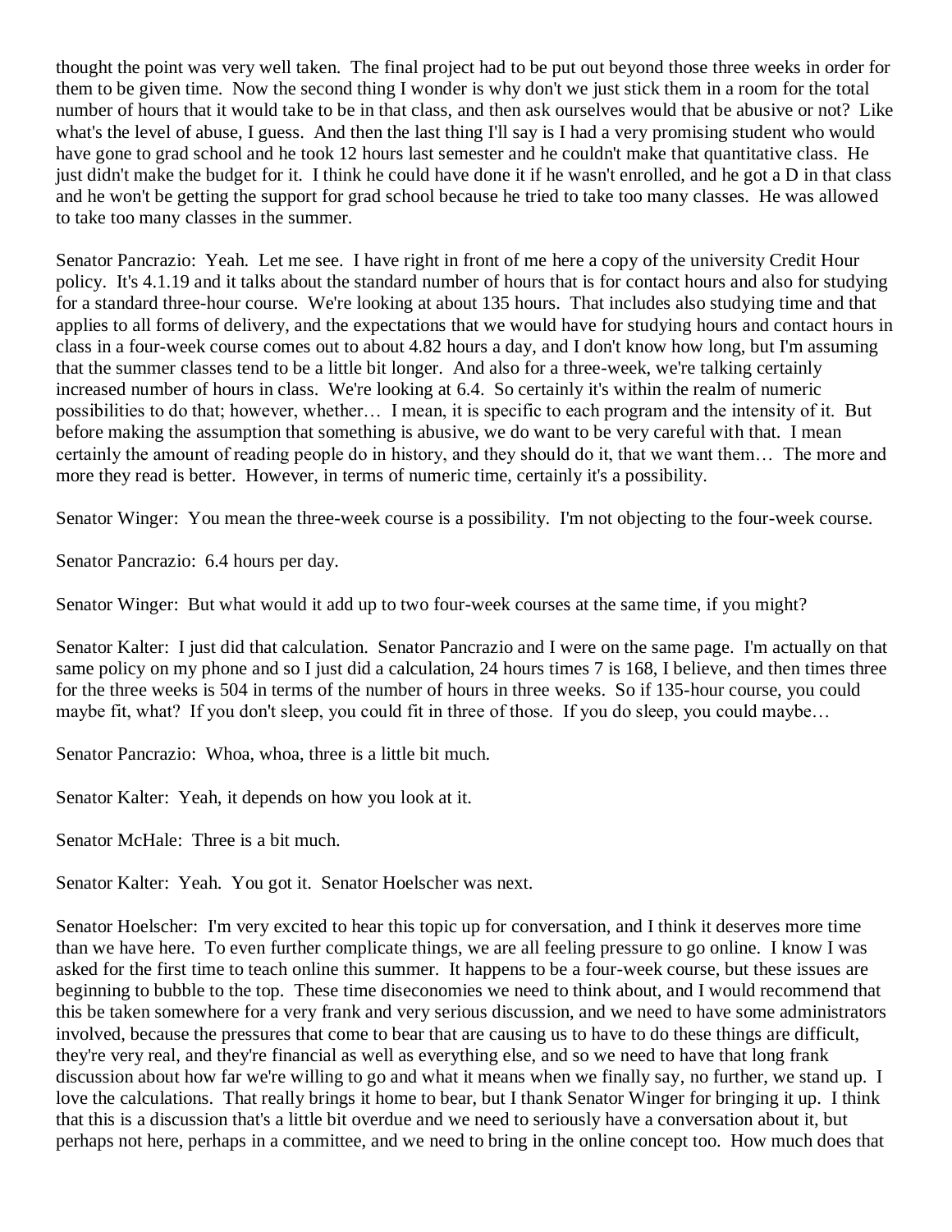thought the point was very well taken. The final project had to be put out beyond those three weeks in order for them to be given time. Now the second thing I wonder is why don't we just stick them in a room for the total number of hours that it would take to be in that class, and then ask ourselves would that be abusive or not? Like what's the level of abuse, I guess. And then the last thing I'll say is I had a very promising student who would have gone to grad school and he took 12 hours last semester and he couldn't make that quantitative class. He just didn't make the budget for it. I think he could have done it if he wasn't enrolled, and he got a D in that class and he won't be getting the support for grad school because he tried to take too many classes. He was allowed to take too many classes in the summer.

Senator Pancrazio: Yeah. Let me see. I have right in front of me here a copy of the university Credit Hour policy. It's 4.1.19 and it talks about the standard number of hours that is for contact hours and also for studying for a standard three-hour course. We're looking at about 135 hours. That includes also studying time and that applies to all forms of delivery, and the expectations that we would have for studying hours and contact hours in class in a four-week course comes out to about 4.82 hours a day, and I don't know how long, but I'm assuming that the summer classes tend to be a little bit longer. And also for a three-week, we're talking certainly increased number of hours in class. We're looking at 6.4. So certainly it's within the realm of numeric possibilities to do that; however, whether… I mean, it is specific to each program and the intensity of it. But before making the assumption that something is abusive, we do want to be very careful with that. I mean certainly the amount of reading people do in history, and they should do it, that we want them… The more and more they read is better. However, in terms of numeric time, certainly it's a possibility.

Senator Winger: You mean the three-week course is a possibility. I'm not objecting to the four-week course.

Senator Pancrazio: 6.4 hours per day.

Senator Winger: But what would it add up to two four-week courses at the same time, if you might?

Senator Kalter: I just did that calculation. Senator Pancrazio and I were on the same page. I'm actually on that same policy on my phone and so I just did a calculation, 24 hours times 7 is 168, I believe, and then times three for the three weeks is 504 in terms of the number of hours in three weeks. So if 135-hour course, you could maybe fit, what? If you don't sleep, you could fit in three of those. If you do sleep, you could maybe…

Senator Pancrazio: Whoa, whoa, three is a little bit much.

Senator Kalter: Yeah, it depends on how you look at it.

Senator McHale: Three is a bit much.

Senator Kalter: Yeah. You got it. Senator Hoelscher was next.

Senator Hoelscher: I'm very excited to hear this topic up for conversation, and I think it deserves more time than we have here. To even further complicate things, we are all feeling pressure to go online. I know I was asked for the first time to teach online this summer. It happens to be a four-week course, but these issues are beginning to bubble to the top. These time diseconomies we need to think about, and I would recommend that this be taken somewhere for a very frank and very serious discussion, and we need to have some administrators involved, because the pressures that come to bear that are causing us to have to do these things are difficult, they're very real, and they're financial as well as everything else, and so we need to have that long frank discussion about how far we're willing to go and what it means when we finally say, no further, we stand up. I love the calculations. That really brings it home to bear, but I thank Senator Winger for bringing it up. I think that this is a discussion that's a little bit overdue and we need to seriously have a conversation about it, but perhaps not here, perhaps in a committee, and we need to bring in the online concept too. How much does that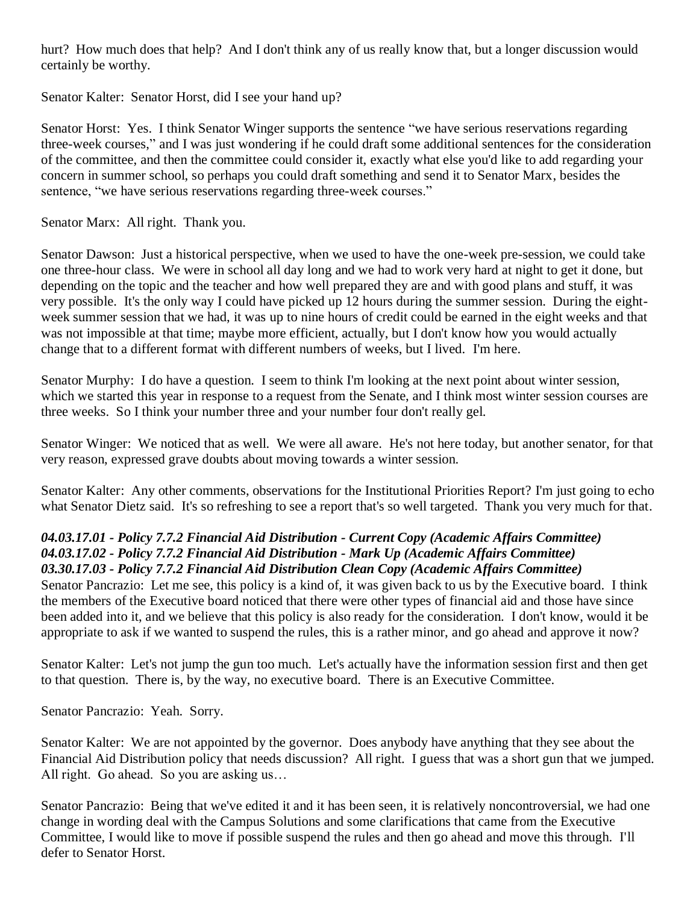hurt? How much does that help? And I don't think any of us really know that, but a longer discussion would certainly be worthy.

Senator Kalter: Senator Horst, did I see your hand up?

Senator Horst: Yes. I think Senator Winger supports the sentence "we have serious reservations regarding three-week courses," and I was just wondering if he could draft some additional sentences for the consideration of the committee, and then the committee could consider it, exactly what else you'd like to add regarding your concern in summer school, so perhaps you could draft something and send it to Senator Marx, besides the sentence, "we have serious reservations regarding three-week courses."

Senator Marx: All right. Thank you.

Senator Dawson: Just a historical perspective, when we used to have the one-week pre-session, we could take one three-hour class. We were in school all day long and we had to work very hard at night to get it done, but depending on the topic and the teacher and how well prepared they are and with good plans and stuff, it was very possible. It's the only way I could have picked up 12 hours during the summer session. During the eight-week summer session that we had, it was up to nine hours of credit could be earned in the eight weeks and that was not impossible at that time; maybe more efficient, actually, but I don't know how you would actually change that to a different format with different numbers of weeks, but I lived. I'm here.

Senator Murphy: I do have a question. I seem to think I'm looking at the next point about winter session, which we started this year in response to a request from the Senate, and I think most winter session courses are three weeks. So I think your number three and your number four don't really gel.

Senator Winger: We noticed that as well. We were all aware. He's not here today, but another senator, for that very reason, expressed grave doubts about moving towards a winter session.

Senator Kalter: Any other comments, observations for the Institutional Priorities Report? I'm just going to echo what Senator Dietz said. It's so refreshing to see a report that's so well targeted. Thank you very much for that.

***04.03.17.01 - Policy 7.7.2 Financial Aid Distribution - Current Copy (Academic Affairs Committee)***
***04.03.17.02 - Policy 7.7.2 Financial Aid Distribution - Mark Up (Academic Affairs Committee)***
***03.30.17.03 - Policy 7.7.2 Financial Aid Distribution Clean Copy (Academic Affairs Committee)***

Senator Pancrazio: Let me see, this policy is a kind of, it was given back to us by the Executive board. I think the members of the Executive board noticed that there were other types of financial aid and those have since been added into it, and we believe that this policy is also ready for the consideration. I don't know, would it be appropriate to ask if we wanted to suspend the rules, this is a rather minor, and go ahead and approve it now?

Senator Kalter: Let's not jump the gun too much. Let's actually have the information session first and then get to that question. There is, by the way, no executive board. There is an Executive Committee.

Senator Pancrazio: Yeah. Sorry.

Senator Kalter: We are not appointed by the governor. Does anybody have anything that they see about the Financial Aid Distribution policy that needs discussion? All right. I guess that was a short gun that we jumped. All right. Go ahead. So you are asking us…

Senator Pancrazio: Being that we've edited it and it has been seen, it is relatively noncontroversial, we had one change in wording deal with the Campus Solutions and some clarifications that came from the Executive Committee, I would like to move if possible suspend the rules and then go ahead and move this through. I'll defer to Senator Horst.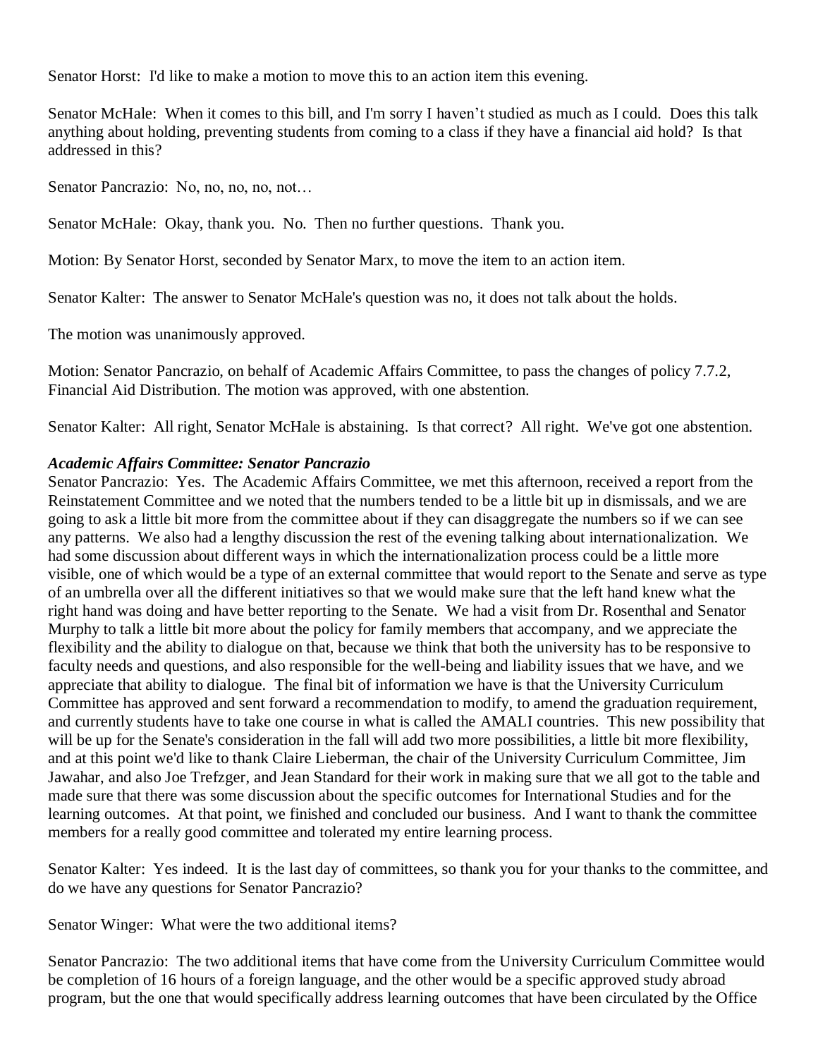Senator Horst: I'd like to make a motion to move this to an action item this evening.

Senator McHale: When it comes to this bill, and I'm sorry I haven't studied as much as I could. Does this talk anything about holding, preventing students from coming to a class if they have a financial aid hold? Is that addressed in this?

Senator Pancrazio: No, no, no, no, not…

Senator McHale: Okay, thank you. No. Then no further questions. Thank you.

Motion: By Senator Horst, seconded by Senator Marx, to move the item to an action item.

Senator Kalter: The answer to Senator McHale's question was no, it does not talk about the holds.

The motion was unanimously approved.

Motion: Senator Pancrazio, on behalf of Academic Affairs Committee, to pass the changes of policy 7.7.2, Financial Aid Distribution. The motion was approved, with one abstention.

Senator Kalter: All right, Senator McHale is abstaining. Is that correct? All right. We've got one abstention.

***Academic Affairs Committee: Senator Pancrazio***

Senator Pancrazio: Yes. The Academic Affairs Committee, we met this afternoon, received a report from the Reinstatement Committee and we noted that the numbers tended to be a little bit up in dismissals, and we are going to ask a little bit more from the committee about if they can disaggregate the numbers so if we can see any patterns. We also had a lengthy discussion the rest of the evening talking about internationalization. We had some discussion about different ways in which the internationalization process could be a little more visible, one of which would be a type of an external committee that would report to the Senate and serve as type of an umbrella over all the different initiatives so that we would make sure that the left hand knew what the right hand was doing and have better reporting to the Senate. We had a visit from Dr. Rosenthal and Senator Murphy to talk a little bit more about the policy for family members that accompany, and we appreciate the flexibility and the ability to dialogue on that, because we think that both the university has to be responsive to faculty needs and questions, and also responsible for the well-being and liability issues that we have, and we appreciate that ability to dialogue. The final bit of information we have is that the University Curriculum Committee has approved and sent forward a recommendation to modify, to amend the graduation requirement, and currently students have to take one course in what is called the AMALI countries. This new possibility that will be up for the Senate's consideration in the fall will add two more possibilities, a little bit more flexibility, and at this point we'd like to thank Claire Lieberman, the chair of the University Curriculum Committee, Jim Jawahar, and also Joe Trefzger, and Jean Standard for their work in making sure that we all got to the table and made sure that there was some discussion about the specific outcomes for International Studies and for the learning outcomes. At that point, we finished and concluded our business. And I want to thank the committee members for a really good committee and tolerated my entire learning process.

Senator Kalter: Yes indeed. It is the last day of committees, so thank you for your thanks to the committee, and do we have any questions for Senator Pancrazio?

Senator Winger: What were the two additional items?

Senator Pancrazio: The two additional items that have come from the University Curriculum Committee would be completion of 16 hours of a foreign language, and the other would be a specific approved study abroad program, but the one that would specifically address learning outcomes that have been circulated by the Office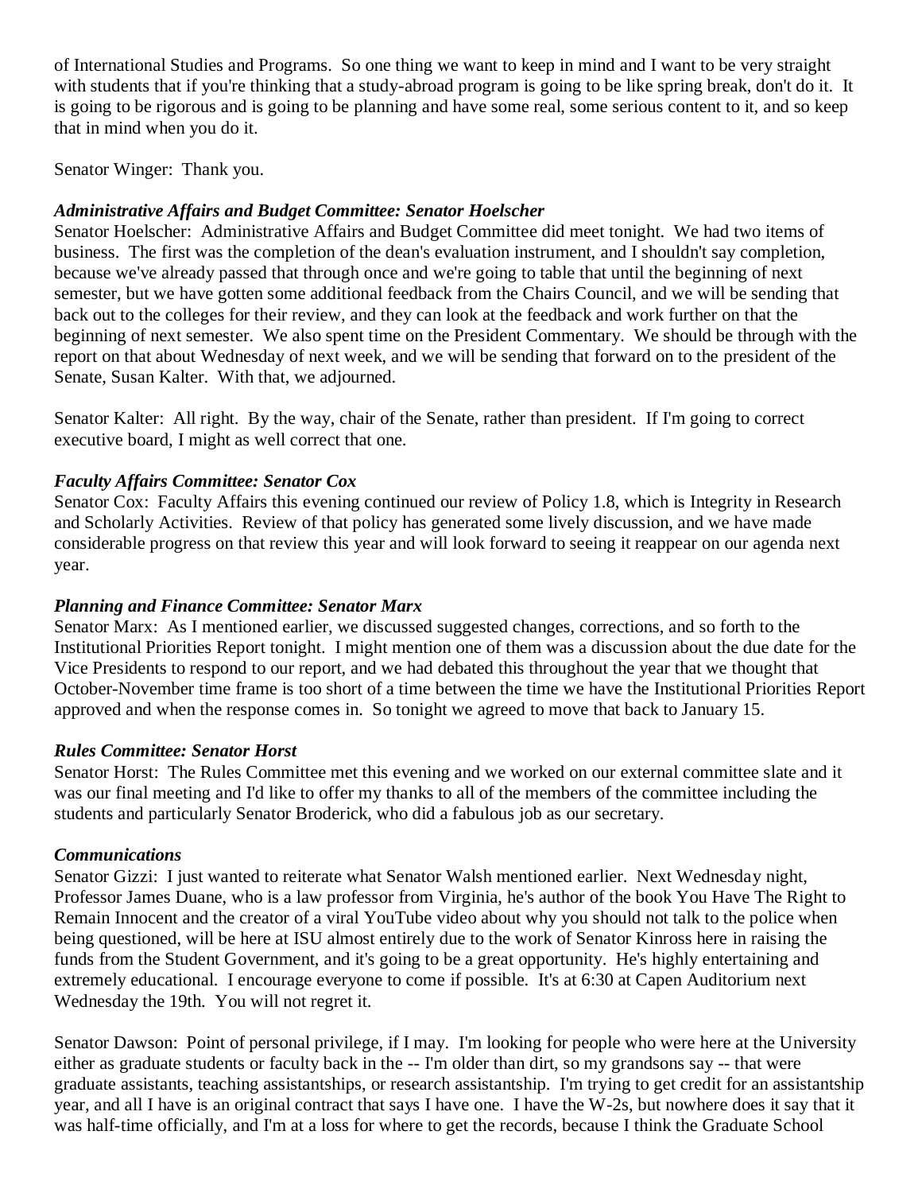of International Studies and Programs. So one thing we want to keep in mind and I want to be very straight with students that if you're thinking that a study-abroad program is going to be like spring break, don't do it. It is going to be rigorous and is going to be planning and have some real, some serious content to it, and so keep that in mind when you do it.

Senator Winger: Thank you.

### *Administrative Affairs and Budget Committee: Senator Hoelscher*

Senator Hoelscher: Administrative Affairs and Budget Committee did meet tonight. We had two items of business. The first was the completion of the dean's evaluation instrument, and I shouldn't say completion, because we've already passed that through once and we're going to table that until the beginning of next semester, but we have gotten some additional feedback from the Chairs Council, and we will be sending that back out to the colleges for their review, and they can look at the feedback and work further on that the beginning of next semester. We also spent time on the President Commentary. We should be through with the report on that about Wednesday of next week, and we will be sending that forward on to the president of the Senate, Susan Kalter. With that, we adjourned.

Senator Kalter: All right. By the way, chair of the Senate, rather than president. If I'm going to correct executive board, I might as well correct that one.

### *Faculty Affairs Committee: Senator Cox*

Senator Cox: Faculty Affairs this evening continued our review of Policy 1.8, which is Integrity in Research and Scholarly Activities. Review of that policy has generated some lively discussion, and we have made considerable progress on that review this year and will look forward to seeing it reappear on our agenda next year.

### *Planning and Finance Committee: Senator Marx*

Senator Marx: As I mentioned earlier, we discussed suggested changes, corrections, and so forth to the Institutional Priorities Report tonight. I might mention one of them was a discussion about the due date for the Vice Presidents to respond to our report, and we had debated this throughout the year that we thought that October-November time frame is too short of a time between the time we have the Institutional Priorities Report approved and when the response comes in. So tonight we agreed to move that back to January 15.

### *Rules Committee: Senator Horst*

Senator Horst: The Rules Committee met this evening and we worked on our external committee slate and it was our final meeting and I'd like to offer my thanks to all of the members of the committee including the students and particularly Senator Broderick, who did a fabulous job as our secretary.

### *Communications*

Senator Gizzi: I just wanted to reiterate what Senator Walsh mentioned earlier. Next Wednesday night, Professor James Duane, who is a law professor from Virginia, he's author of the book You Have The Right to Remain Innocent and the creator of a viral YouTube video about why you should not talk to the police when being questioned, will be here at ISU almost entirely due to the work of Senator Kinross here in raising the funds from the Student Government, and it's going to be a great opportunity. He's highly entertaining and extremely educational. I encourage everyone to come if possible. It's at 6:30 at Capen Auditorium next Wednesday the 19th. You will not regret it.

Senator Dawson: Point of personal privilege, if I may. I'm looking for people who were here at the University either as graduate students or faculty back in the -- I'm older than dirt, so my grandsons say -- that were graduate assistants, teaching assistantships, or research assistantship. I'm trying to get credit for an assistantship year, and all I have is an original contract that says I have one. I have the W-2s, but nowhere does it say that it was half-time officially, and I'm at a loss for where to get the records, because I think the Graduate School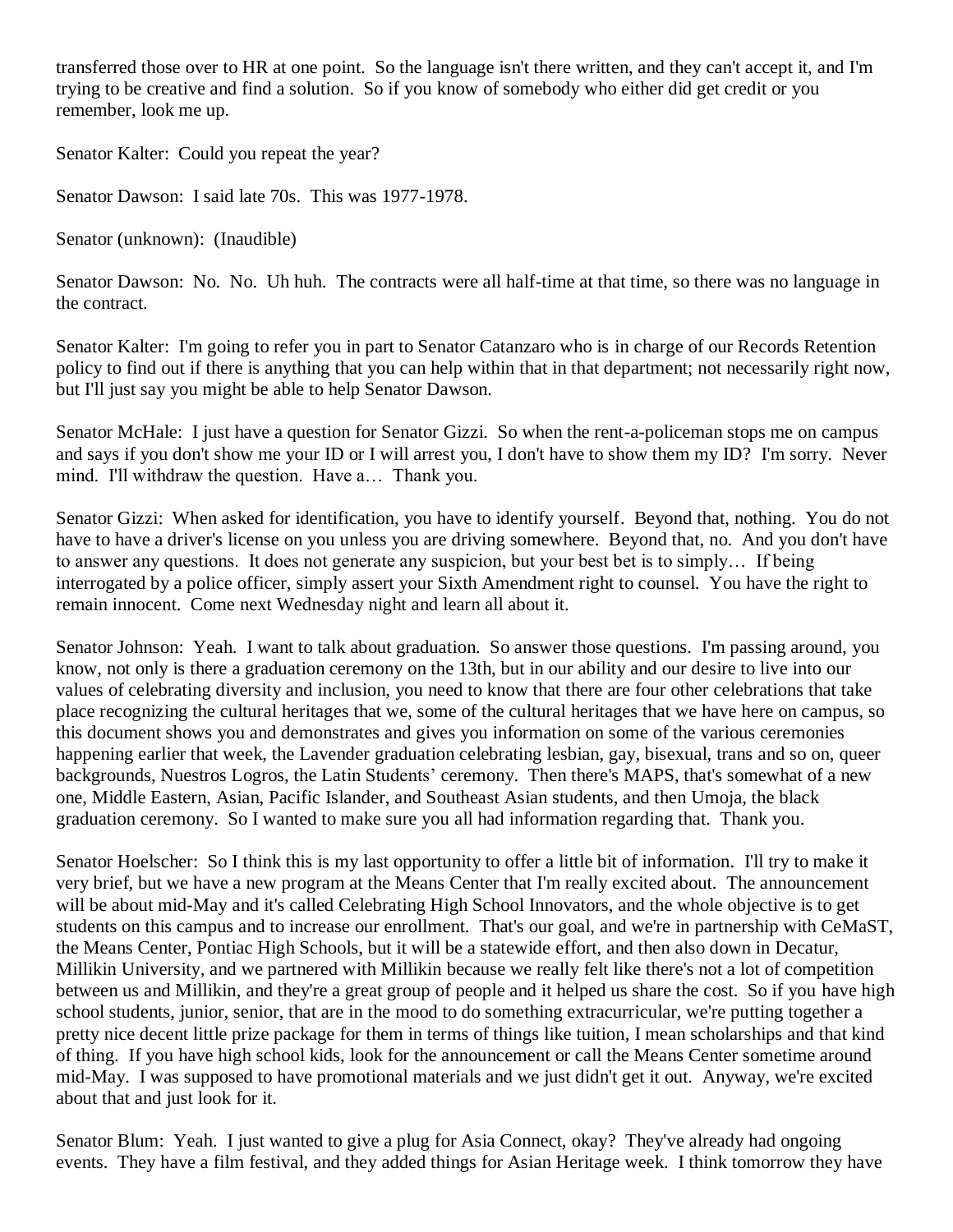transferred those over to HR at one point. So the language isn't there written, and they can't accept it, and I'm trying to be creative and find a solution. So if you know of somebody who either did get credit or you remember, look me up.

Senator Kalter: Could you repeat the year?

Senator Dawson: I said late 70s. This was 1977-1978.

Senator (unknown): (Inaudible)

Senator Dawson: No. No. Uh huh. The contracts were all half-time at that time, so there was no language in the contract.

Senator Kalter: I'm going to refer you in part to Senator Catanzaro who is in charge of our Records Retention policy to find out if there is anything that you can help within that in that department; not necessarily right now, but I'll just say you might be able to help Senator Dawson.

Senator McHale: I just have a question for Senator Gizzi. So when the rent-a-policeman stops me on campus and says if you don't show me your ID or I will arrest you, I don't have to show them my ID? I'm sorry. Never mind. I'll withdraw the question. Have a… Thank you.

Senator Gizzi: When asked for identification, you have to identify yourself. Beyond that, nothing. You do not have to have a driver's license on you unless you are driving somewhere. Beyond that, no. And you don't have to answer any questions. It does not generate any suspicion, but your best bet is to simply… If being interrogated by a police officer, simply assert your Sixth Amendment right to counsel. You have the right to remain innocent. Come next Wednesday night and learn all about it.

Senator Johnson: Yeah. I want to talk about graduation. So answer those questions. I'm passing around, you know, not only is there a graduation ceremony on the 13th, but in our ability and our desire to live into our values of celebrating diversity and inclusion, you need to know that there are four other celebrations that take place recognizing the cultural heritages that we, some of the cultural heritages that we have here on campus, so this document shows you and demonstrates and gives you information on some of the various ceremonies happening earlier that week, the Lavender graduation celebrating lesbian, gay, bisexual, trans and so on, queer backgrounds, Nuestros Logros, the Latin Students' ceremony. Then there's MAPS, that's somewhat of a new one, Middle Eastern, Asian, Pacific Islander, and Southeast Asian students, and then Umoja, the black graduation ceremony. So I wanted to make sure you all had information regarding that. Thank you.

Senator Hoelscher: So I think this is my last opportunity to offer a little bit of information. I'll try to make it very brief, but we have a new program at the Means Center that I'm really excited about. The announcement will be about mid-May and it's called Celebrating High School Innovators, and the whole objective is to get students on this campus and to increase our enrollment. That's our goal, and we're in partnership with CeMaST, the Means Center, Pontiac High Schools, but it will be a statewide effort, and then also down in Decatur, Millikin University, and we partnered with Millikin because we really felt like there's not a lot of competition between us and Millikin, and they're a great group of people and it helped us share the cost. So if you have high school students, junior, senior, that are in the mood to do something extracurricular, we're putting together a pretty nice decent little prize package for them in terms of things like tuition, I mean scholarships and that kind of thing. If you have high school kids, look for the announcement or call the Means Center sometime around mid-May. I was supposed to have promotional materials and we just didn't get it out. Anyway, we're excited about that and just look for it.

Senator Blum: Yeah. I just wanted to give a plug for Asia Connect, okay? They've already had ongoing events. They have a film festival, and they added things for Asian Heritage week. I think tomorrow they have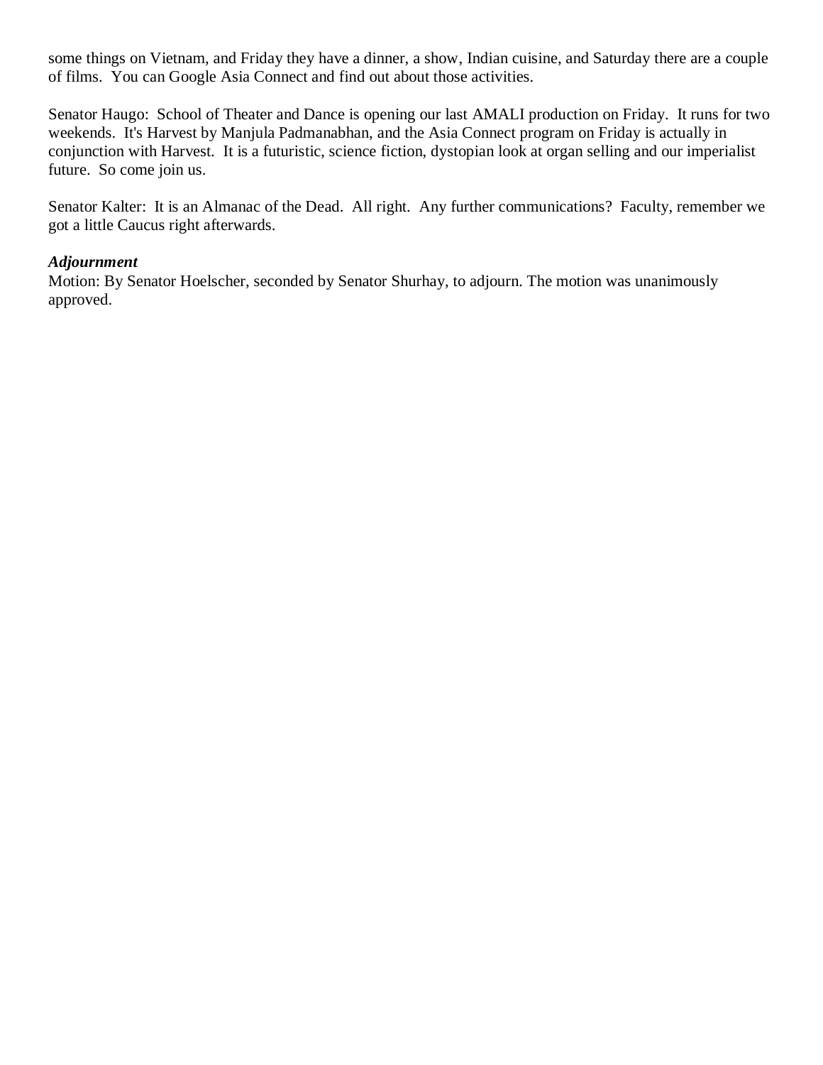some things on Vietnam, and Friday they have a dinner, a show, Indian cuisine, and Saturday there are a couple of films. You can Google Asia Connect and find out about those activities.

Senator Haugo: School of Theater and Dance is opening our last AMALI production on Friday. It runs for two weekends. It's Harvest by Manjula Padmanabhan, and the Asia Connect program on Friday is actually in conjunction with Harvest. It is a futuristic, science fiction, dystopian look at organ selling and our imperialist future. So come join us.

Senator Kalter: It is an Almanac of the Dead. All right. Any further communications? Faculty, remember we got a little Caucus right afterwards.

***Adjournment***

Motion: By Senator Hoelscher, seconded by Senator Shurhay, to adjourn. The motion was unanimously approved.